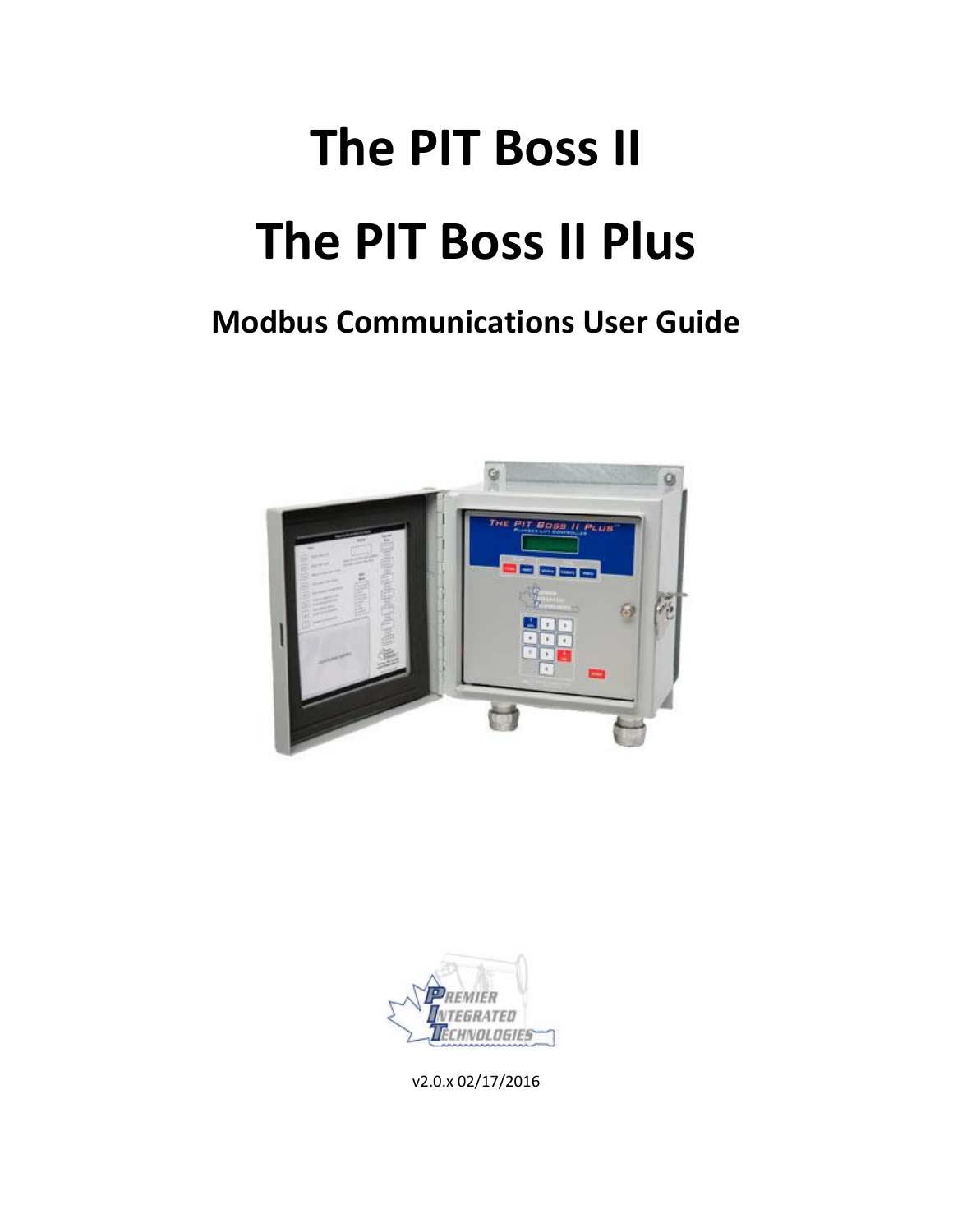# The PIT Boss II

# The PIT Boss II Plus

## Modbus Communications User Guide

v2.0.x 02/17/2016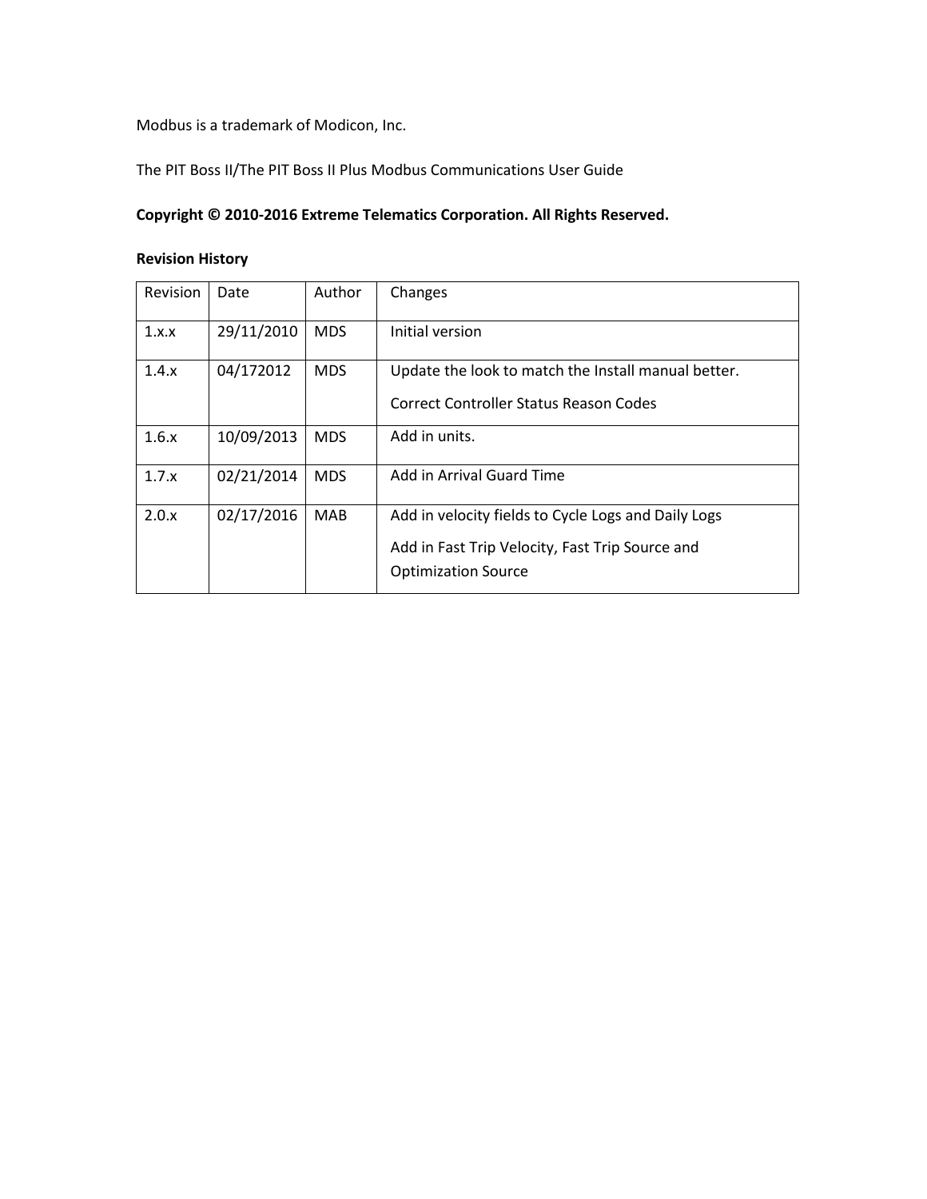Modbus is a trademark of Modicon, Inc.

The PIT Boss II/The PIT Boss II Plus Modbus Communications User Guide

**Copyright © 2010-2016 Extreme Telematics Corporation. All Rights Reserved.**

**Revision History**

| Revision | Date | Author | Changes |
| --- | --- | --- | --- |
| 1.x.x | 29/11/2010 | MDS | Initial version |
| 1.4.x | 04/172012 | MDS | Update the look to match the Install manual better.<br><br>Correct Controller Status Reason Codes |
| 1.6.x | 10/09/2013 | MDS | Add in units. |
| 1.7.x | 02/21/2014 | MDS | Add in Arrival Guard Time |
| 2.0.x | 02/17/2016 | MAB | Add in velocity fields to Cycle Logs and Daily Logs<br><br>Add in Fast Trip Velocity, Fast Trip Source and Optimization Source |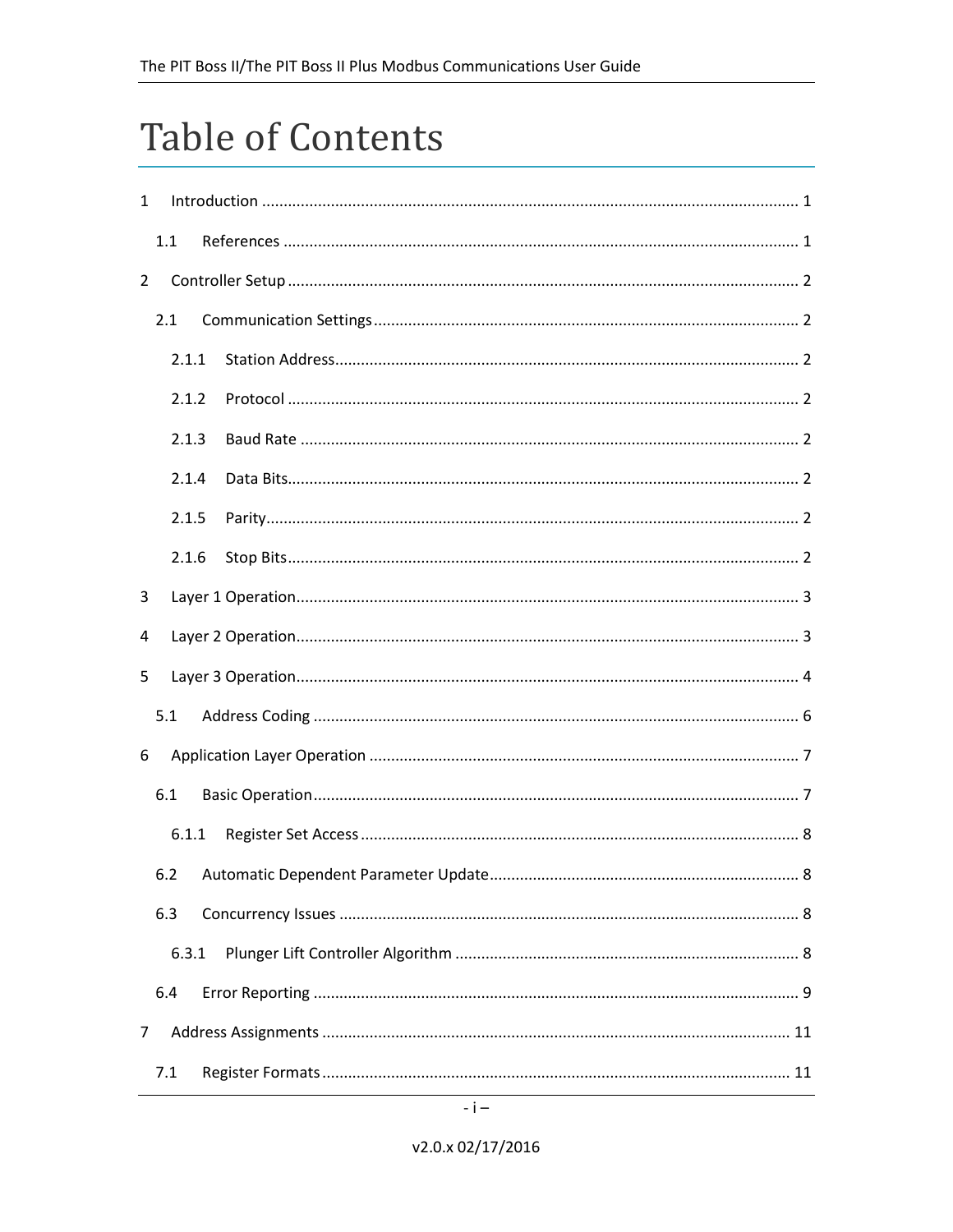# Table of Contents

1 Introduction ........................................................................................................................ 1

 1.1 References ..................................................................................................................... 1

2 Controller Setup .................................................................................................................. 2

 2.1 Communication Settings ................................................................................................ 2

  2.1.1 Station Address ........................................................................................................ 2

  2.1.2 Protocol ................................................................................................................... 2

  2.1.3 Baud Rate ................................................................................................................ 2

  2.1.4 Data Bits .................................................................................................................. 2

  2.1.5 Parity ....................................................................................................................... 2

  2.1.6 Stop Bits .................................................................................................................. 2

3 Layer 1 Operation ................................................................................................................ 3

4 Layer 2 Operation ................................................................................................................ 3

5 Layer 3 Operation ................................................................................................................ 4

 5.1 Address Coding ............................................................................................................. 6

6 Application Layer Operation ............................................................................................... 7

 6.1 Basic Operation ............................................................................................................. 7

  6.1.1 Register Set Access .................................................................................................. 8

 6.2 Automatic Dependent Parameter Update ...................................................................... 8

 6.3 Concurrency Issues ........................................................................................................ 8

  6.3.1 Plunger Lift Controller Algorithm ............................................................................ 8

 6.4 Error Reporting .............................................................................................................. 9

7 Address Assignments ........................................................................................................ 11

 7.1 Register Formats .......................................................................................................... 11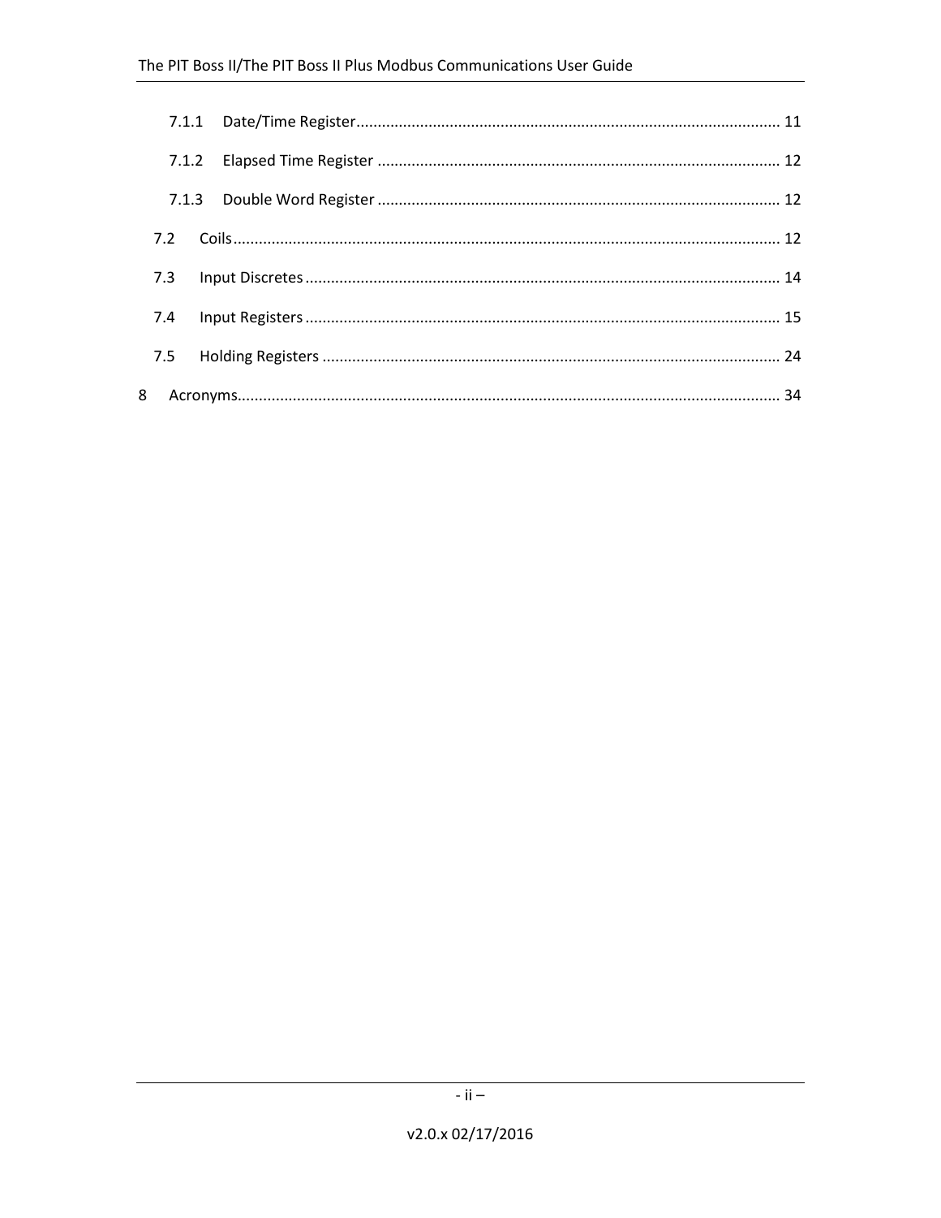- 7.1.1 Date/Time Register ........ 11
- 7.1.2 Elapsed Time Register ........ 12
- 7.1.3 Double Word Register ........ 12
- 7.2 Coils ........ 12
- 7.3 Input Discretes ........ 14
- 7.4 Input Registers ........ 15
- 7.5 Holding Registers ........ 24
- 8 Acronyms ........ 34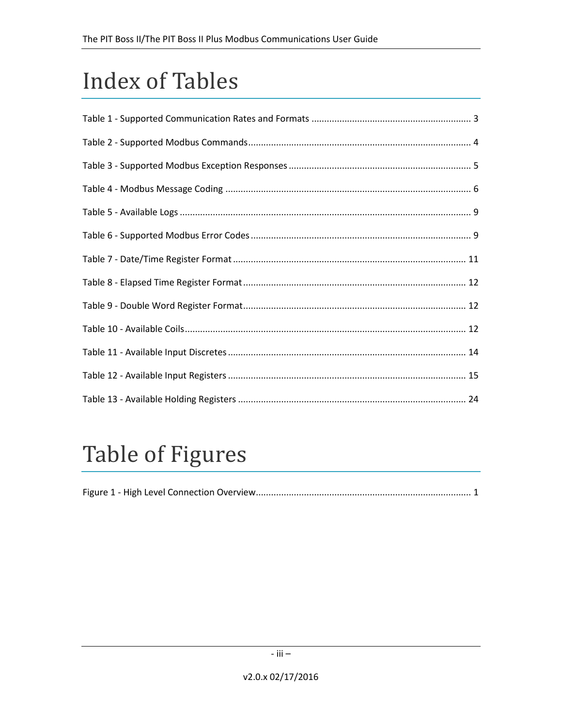# Index of Tables

Table 1 - Supported Communication Rates and Formats .............................................................. 3

Table 2 - Supported Modbus Commands....................................................................................... 4

Table 3 - Supported Modbus Exception Responses ....................................................................... 5

Table 4 - Modbus Message Coding ................................................................................................ 6

Table 5 - Available Logs .................................................................................................................. 9

Table 6 - Supported Modbus Error Codes ...................................................................................... 9

Table 7 - Date/Time Register Format ........................................................................................... 11

Table 8 - Elapsed Time Register Format ....................................................................................... 12

Table 9 - Double Word Register Format ....................................................................................... 12

Table 10 - Available Coils .............................................................................................................. 12

Table 11 - Available Input Discretes ............................................................................................. 14

Table 12 - Available Input Registers ............................................................................................. 15

Table 13 - Available Holding Registers ......................................................................................... 24

# Table of Figures

Figure 1 - High Level Connection Overview .................................................................................... 1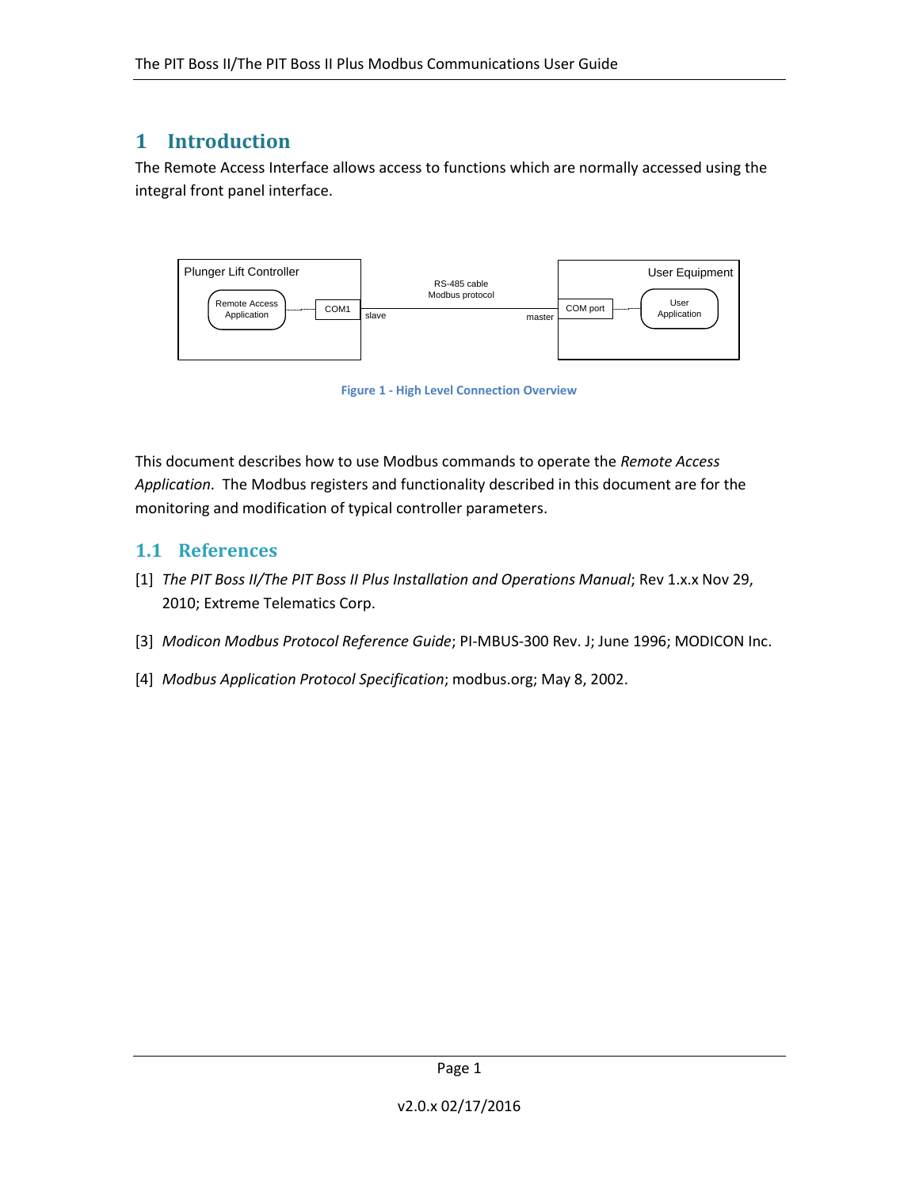# 1 Introduction

The Remote Access Interface allows access to functions which are normally accessed using the integral front panel interface.

Figure 1 - High Level Connection Overview

This document describes how to use Modbus commands to operate the *Remote Access Application*. The Modbus registers and functionality described in this document are for the monitoring and modification of typical controller parameters.

## 1.1 References

[1] *The PIT Boss II/The PIT Boss II Plus Installation and Operations Manual*; Rev 1.x.x Nov 29, 2010; Extreme Telematics Corp.

[3] *Modicon Modbus Protocol Reference Guide*; PI-MBUS-300 Rev. J; June 1996; MODICON Inc.

[4] *Modbus Application Protocol Specification*; modbus.org; May 8, 2002.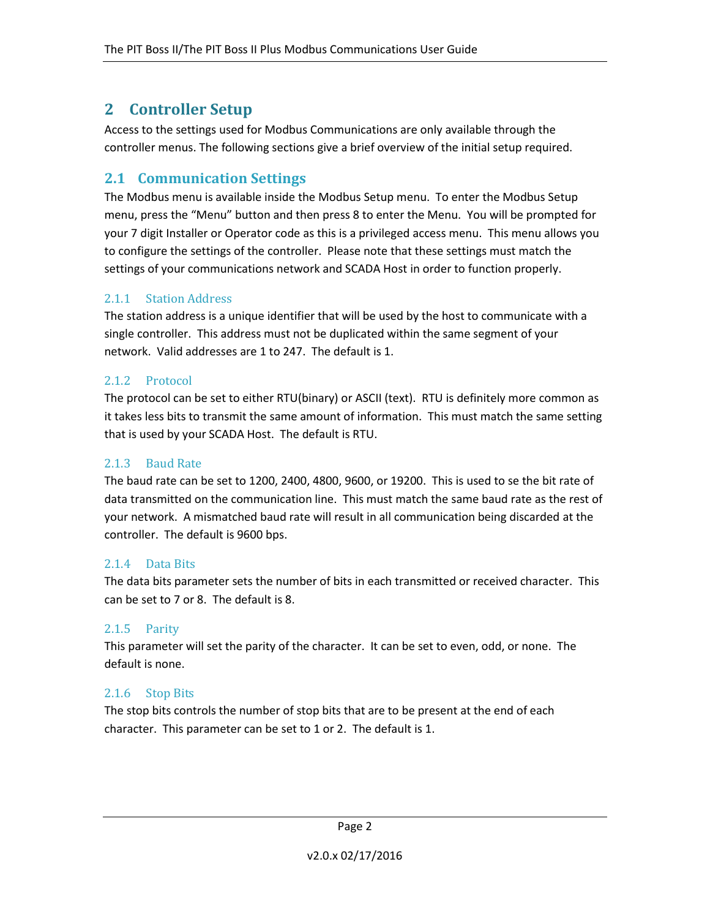# 2 Controller Setup

Access to the settings used for Modbus Communications are only available through the controller menus. The following sections give a brief overview of the initial setup required.

## 2.1 Communication Settings

The Modbus menu is available inside the Modbus Setup menu. To enter the Modbus Setup menu, press the "Menu" button and then press 8 to enter the Menu. You will be prompted for your 7 digit Installer or Operator code as this is a privileged access menu. This menu allows you to configure the settings of the controller. Please note that these settings must match the settings of your communications network and SCADA Host in order to function properly.

### 2.1.1 Station Address

The station address is a unique identifier that will be used by the host to communicate with a single controller. This address must not be duplicated within the same segment of your network. Valid addresses are 1 to 247. The default is 1.

### 2.1.2 Protocol

The protocol can be set to either RTU(binary) or ASCII (text). RTU is definitely more common as it takes less bits to transmit the same amount of information. This must match the same setting that is used by your SCADA Host. The default is RTU.

### 2.1.3 Baud Rate

The baud rate can be set to 1200, 2400, 4800, 9600, or 19200. This is used to se the bit rate of data transmitted on the communication line. This must match the same baud rate as the rest of your network. A mismatched baud rate will result in all communication being discarded at the controller. The default is 9600 bps.

### 2.1.4 Data Bits

The data bits parameter sets the number of bits in each transmitted or received character. This can be set to 7 or 8. The default is 8.

### 2.1.5 Parity

This parameter will set the parity of the character. It can be set to even, odd, or none. The default is none.

### 2.1.6 Stop Bits

The stop bits controls the number of stop bits that are to be present at the end of each character. This parameter can be set to 1 or 2. The default is 1.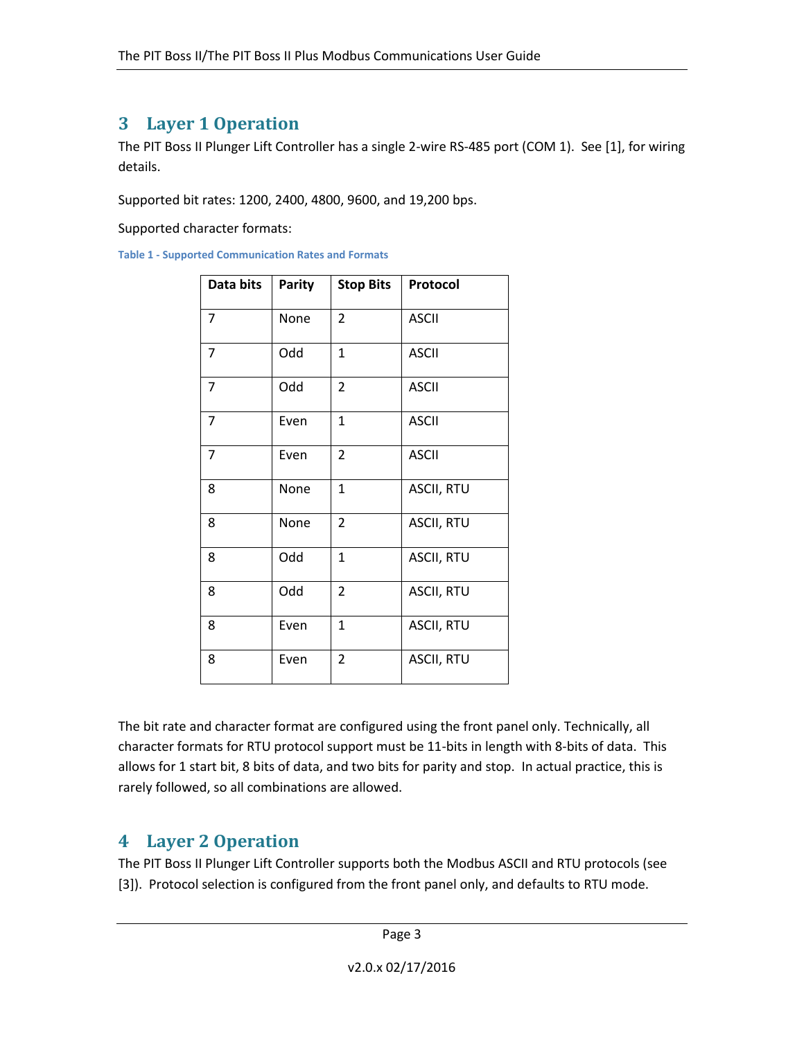# 3 Layer 1 Operation

The PIT Boss II Plunger Lift Controller has a single 2-wire RS-485 port (COM 1). See [1], for wiring details.

Supported bit rates: 1200, 2400, 4800, 9600, and 19,200 bps.

Supported character formats:

**Table 1 - Supported Communication Rates and Formats**

| Data bits | Parity | Stop Bits | Protocol |
| --- | --- | --- | --- |
| 7 | None | 2 | ASCII |
| 7 | Odd | 1 | ASCII |
| 7 | Odd | 2 | ASCII |
| 7 | Even | 1 | ASCII |
| 7 | Even | 2 | ASCII |
| 8 | None | 1 | ASCII, RTU |
| 8 | None | 2 | ASCII, RTU |
| 8 | Odd | 1 | ASCII, RTU |
| 8 | Odd | 2 | ASCII, RTU |
| 8 | Even | 1 | ASCII, RTU |
| 8 | Even | 2 | ASCII, RTU |

The bit rate and character format are configured using the front panel only. Technically, all character formats for RTU protocol support must be 11-bits in length with 8-bits of data. This allows for 1 start bit, 8 bits of data, and two bits for parity and stop. In actual practice, this is rarely followed, so all combinations are allowed.

# 4 Layer 2 Operation

The PIT Boss II Plunger Lift Controller supports both the Modbus ASCII and RTU protocols (see [3]). Protocol selection is configured from the front panel only, and defaults to RTU mode.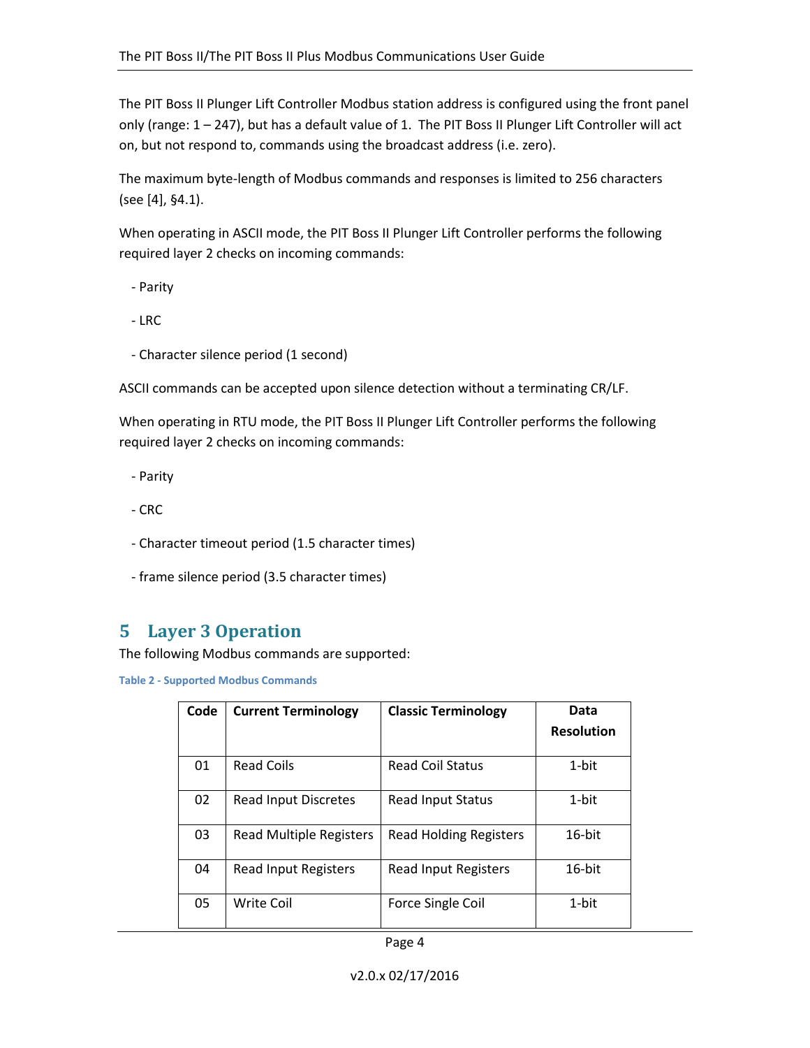The PIT Boss II Plunger Lift Controller Modbus station address is configured using the front panel only (range: 1 – 247), but has a default value of 1. The PIT Boss II Plunger Lift Controller will act on, but not respond to, commands using the broadcast address (i.e. zero).

The maximum byte-length of Modbus commands and responses is limited to 256 characters (see [4], §4.1).

When operating in ASCII mode, the PIT Boss II Plunger Lift Controller performs the following required layer 2 checks on incoming commands:

- Parity
- LRC
- Character silence period (1 second)

ASCII commands can be accepted upon silence detection without a terminating CR/LF.

When operating in RTU mode, the PIT Boss II Plunger Lift Controller performs the following required layer 2 checks on incoming commands:

- Parity
- CRC
- Character timeout period (1.5 character times)
- frame silence period (3.5 character times)

# 5 Layer 3 Operation

The following Modbus commands are supported:

**Table 2 - Supported Modbus Commands**

| Code | Current Terminology | Classic Terminology | Data Resolution |
|---|---|---|---|
| 01 | Read Coils | Read Coil Status | 1-bit |
| 02 | Read Input Discretes | Read Input Status | 1-bit |
| 03 | Read Multiple Registers | Read Holding Registers | 16-bit |
| 04 | Read Input Registers | Read Input Registers | 16-bit |
| 05 | Write Coil | Force Single Coil | 1-bit |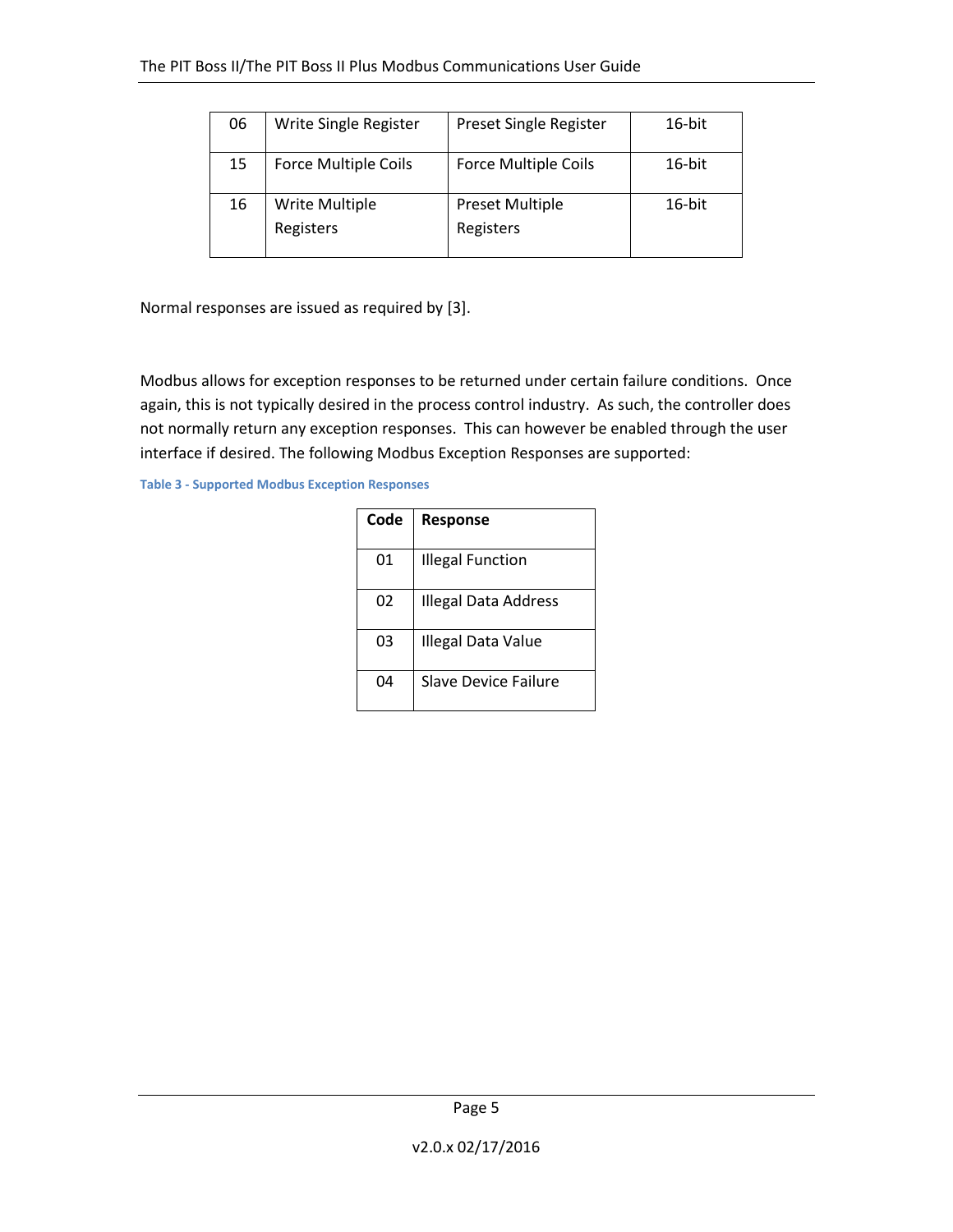| 06 | Write Single Register | Preset Single Register | 16-bit |
|---|---|---|---|
| 15 | Force Multiple Coils | Force Multiple Coils | 16-bit |
| 16 | Write Multiple Registers | Preset Multiple Registers | 16-bit |

Normal responses are issued as required by [3].

Modbus allows for exception responses to be returned under certain failure conditions. Once again, this is not typically desired in the process control industry. As such, the controller does not normally return any exception responses. This can however be enabled through the user interface if desired. The following Modbus Exception Responses are supported:

**Table 3 - Supported Modbus Exception Responses**

| Code | Response |
|---|---|
| 01 | Illegal Function |
| 02 | Illegal Data Address |
| 03 | Illegal Data Value |
| 04 | Slave Device Failure |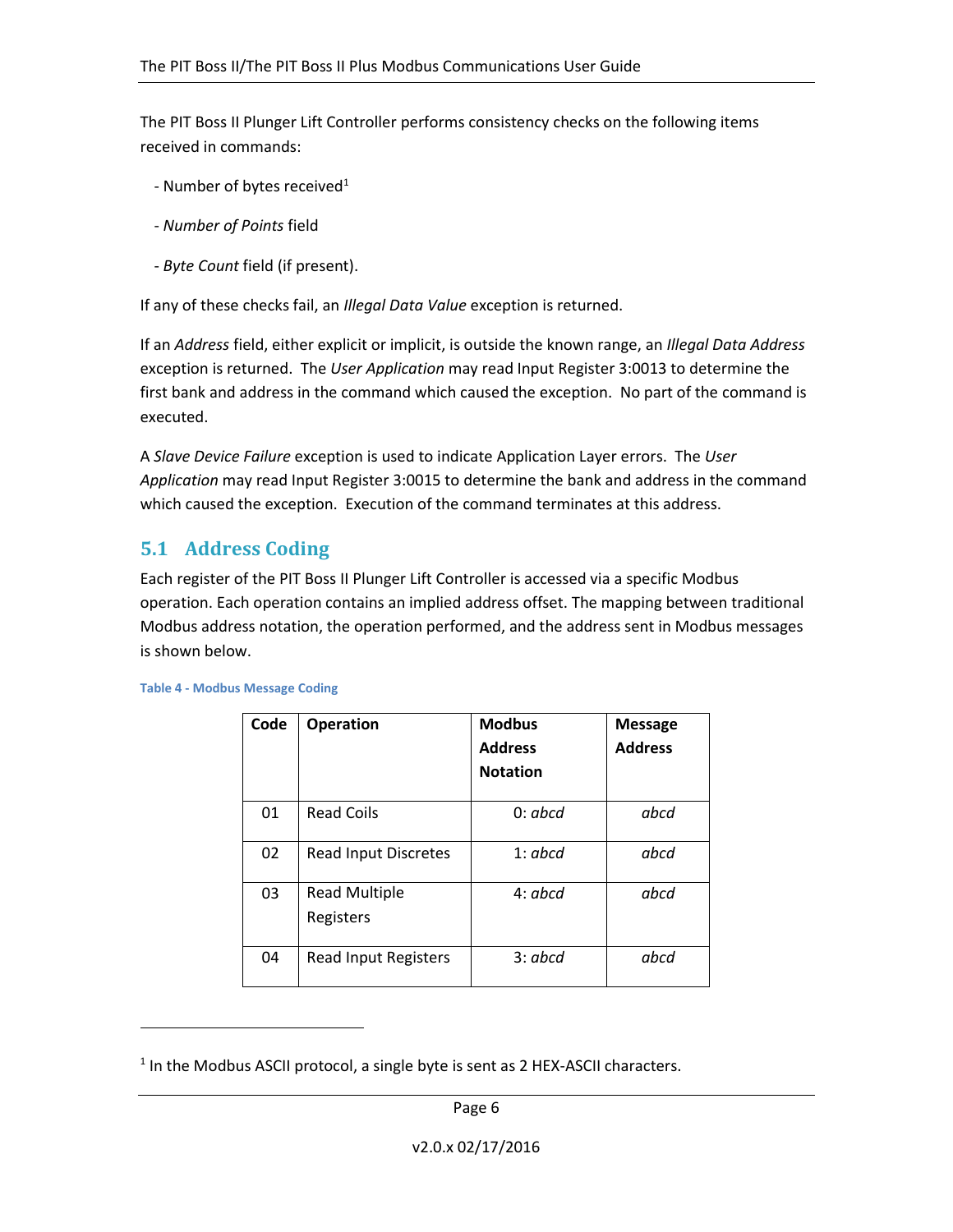The PIT Boss II Plunger Lift Controller performs consistency checks on the following items received in commands:

- Number of bytes received[1]
- *Number of Points* field
- *Byte Count* field (if present).

If any of these checks fail, an *Illegal Data Value* exception is returned.

If an *Address* field, either explicit or implicit, is outside the known range, an *Illegal Data Address* exception is returned. The *User Application* may read Input Register 3:0013 to determine the first bank and address in the command which caused the exception. No part of the command is executed.

A *Slave Device Failure* exception is used to indicate Application Layer errors. The *User Application* may read Input Register 3:0015 to determine the bank and address in the command which caused the exception. Execution of the command terminates at this address.

## 5.1 Address Coding

Each register of the PIT Boss II Plunger Lift Controller is accessed via a specific Modbus operation. Each operation contains an implied address offset. The mapping between traditional Modbus address notation, the operation performed, and the address sent in Modbus messages is shown below.

Table 4 - Modbus Message Coding

| Code | Operation | Modbus Address Notation | Message Address |
|---|---|---|---|
| 01 | Read Coils | 0: *abcd* | *abcd* |
| 02 | Read Input Discretes | 1: *abcd* | *abcd* |
| 03 | Read Multiple Registers | 4: *abcd* | *abcd* |
| 04 | Read Input Registers | 3: *abcd* | *abcd* |

[1] In the Modbus ASCII protocol, a single byte is sent as 2 HEX-ASCII characters.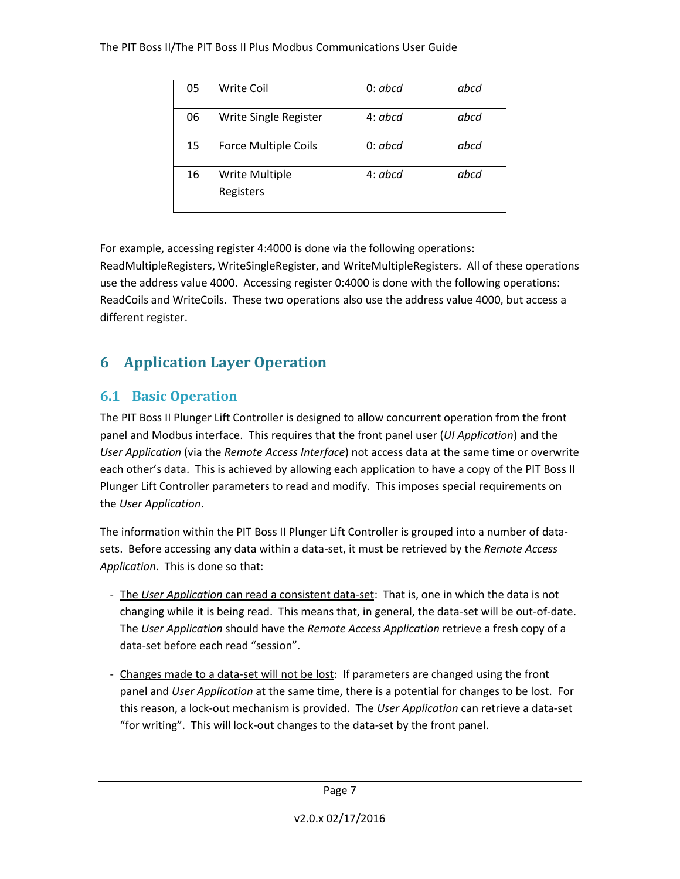| 05 | Write Coil | 0: *abcd* | *abcd* |
|---|---|---|---|
| 06 | Write Single Register | 4: *abcd* | *abcd* |
| 15 | Force Multiple Coils | 0: *abcd* | *abcd* |
| 16 | Write Multiple Registers | 4: *abcd* | *abcd* |

For example, accessing register 4:4000 is done via the following operations: ReadMultipleRegisters, WriteSingleRegister, and WriteMultipleRegisters. All of these operations use the address value 4000. Accessing register 0:4000 is done with the following operations: ReadCoils and WriteCoils. These two operations also use the address value 4000, but access a different register.

# 6 Application Layer Operation

## 6.1 Basic Operation

The PIT Boss II Plunger Lift Controller is designed to allow concurrent operation from the front panel and Modbus interface. This requires that the front panel user (*UI Application*) and the *User Application* (via the *Remote Access Interface*) not access data at the same time or overwrite each other's data. This is achieved by allowing each application to have a copy of the PIT Boss II Plunger Lift Controller parameters to read and modify. This imposes special requirements on the *User Application*.

The information within the PIT Boss II Plunger Lift Controller is grouped into a number of data-sets. Before accessing any data within a data-set, it must be retrieved by the *Remote Access Application*. This is done so that:

- <u>The *User Application* can read a consistent data-set</u>: That is, one in which the data is not changing while it is being read. This means that, in general, the data-set will be out-of-date. The *User Application* should have the *Remote Access Application* retrieve a fresh copy of a data-set before each read "session".

- <u>Changes made to a data-set will not be lost</u>: If parameters are changed using the front panel and *User Application* at the same time, there is a potential for changes to be lost. For this reason, a lock-out mechanism is provided. The *User Application* can retrieve a data-set "for writing". This will lock-out changes to the data-set by the front panel.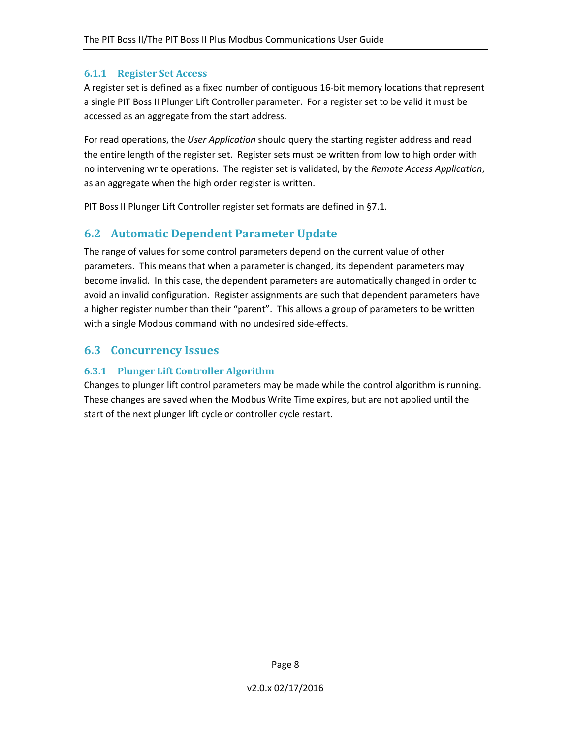### 6.1.1 Register Set Access

A register set is defined as a fixed number of contiguous 16-bit memory locations that represent a single PIT Boss II Plunger Lift Controller parameter. For a register set to be valid it must be accessed as an aggregate from the start address.

For read operations, the *User Application* should query the starting register address and read the entire length of the register set. Register sets must be written from low to high order with no intervening write operations. The register set is validated, by the *Remote Access Application*, as an aggregate when the high order register is written.

PIT Boss II Plunger Lift Controller register set formats are defined in §7.1.

## 6.2 Automatic Dependent Parameter Update

The range of values for some control parameters depend on the current value of other parameters. This means that when a parameter is changed, its dependent parameters may become invalid. In this case, the dependent parameters are automatically changed in order to avoid an invalid configuration. Register assignments are such that dependent parameters have a higher register number than their "parent". This allows a group of parameters to be written with a single Modbus command with no undesired side-effects.

## 6.3 Concurrency Issues

### 6.3.1 Plunger Lift Controller Algorithm

Changes to plunger lift control parameters may be made while the control algorithm is running. These changes are saved when the Modbus Write Time expires, but are not applied until the start of the next plunger lift cycle or controller cycle restart.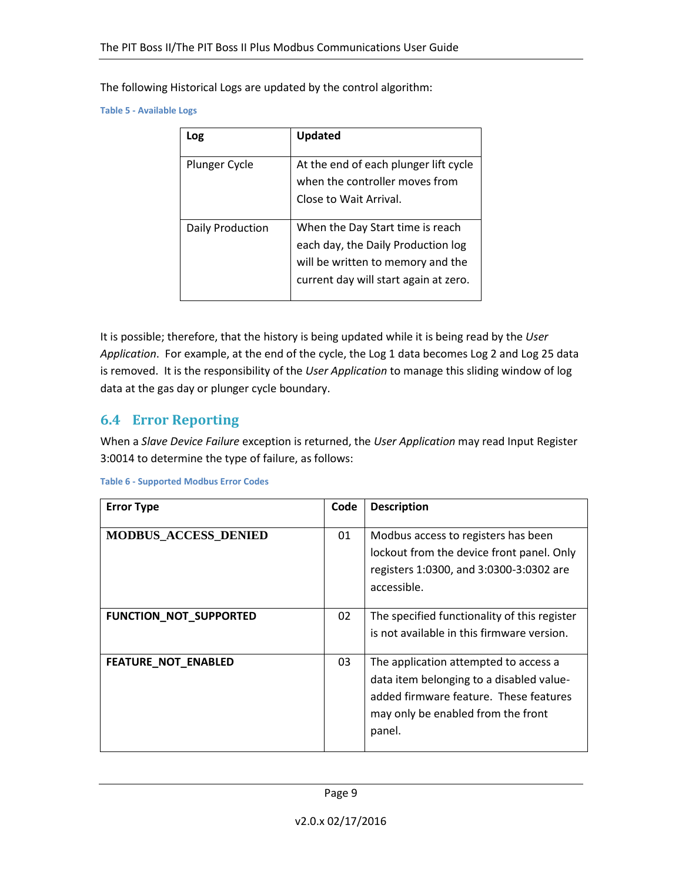The following Historical Logs are updated by the control algorithm:

Table 5 - Available Logs

| Log | Updated |
| --- | --- |
| Plunger Cycle | At the end of each plunger lift cycle when the controller moves from Close to Wait Arrival. |
| Daily Production | When the Day Start time is reach each day, the Daily Production log will be written to memory and the current day will start again at zero. |

It is possible; therefore, that the history is being updated while it is being read by the *User Application*. For example, at the end of the cycle, the Log 1 data becomes Log 2 and Log 25 data is removed. It is the responsibility of the *User Application* to manage this sliding window of log data at the gas day or plunger cycle boundary.

## 6.4 Error Reporting

When a *Slave Device Failure* exception is returned, the *User Application* may read Input Register 3:0014 to determine the type of failure, as follows:

Table 6 - Supported Modbus Error Codes

| Error Type | Code | Description |
| --- | --- | --- |
| **MODBUS_ACCESS_DENIED** | 01 | Modbus access to registers has been lockout from the device front panel. Only registers 1:0300, and 3:0300-3:0302 are accessible. |
| **FUNCTION_NOT_SUPPORTED** | 02 | The specified functionality of this register is not available in this firmware version. |
| **FEATURE_NOT_ENABLED** | 03 | The application attempted to access a data item belonging to a disabled value-added firmware feature. These features may only be enabled from the front panel. |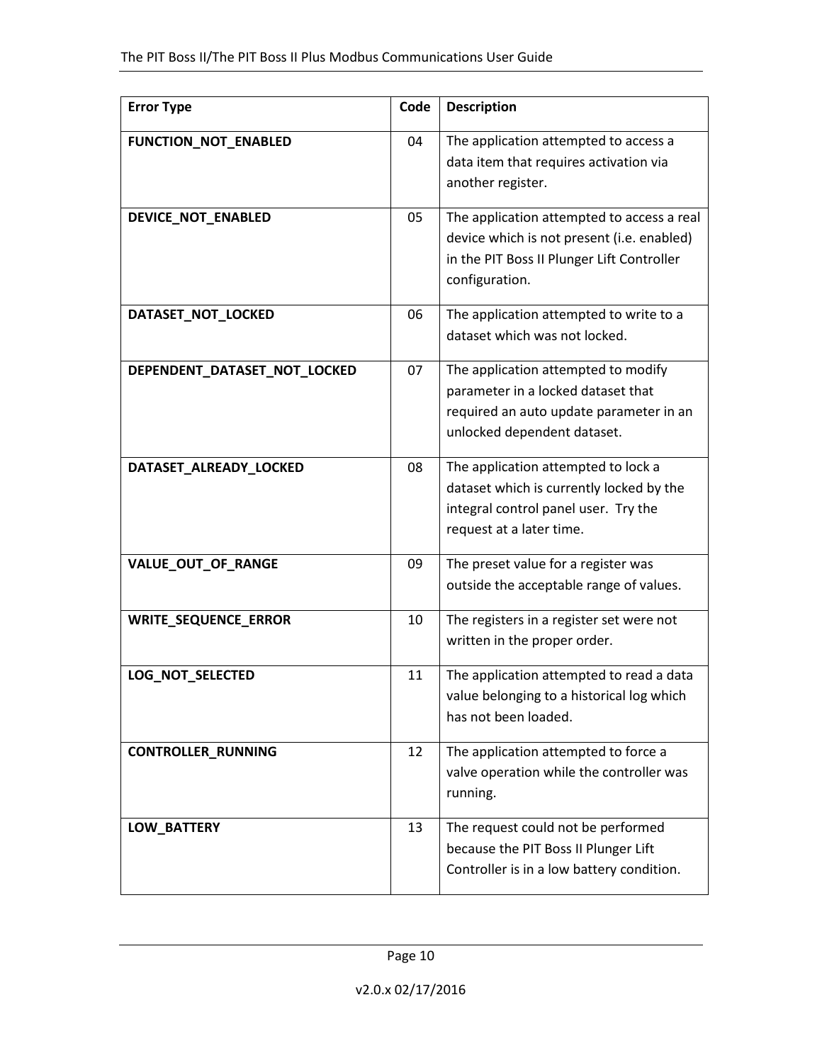| Error Type | Code | Description |
|---|---|---|
| **FUNCTION_NOT_ENABLED** | 04 | The application attempted to access a data item that requires activation via another register. |
| **DEVICE_NOT_ENABLED** | 05 | The application attempted to access a real device which is not present (i.e. enabled) in the PIT Boss II Plunger Lift Controller configuration. |
| **DATASET_NOT_LOCKED** | 06 | The application attempted to write to a dataset which was not locked. |
| **DEPENDENT_DATASET_NOT_LOCKED** | 07 | The application attempted to modify parameter in a locked dataset that required an auto update parameter in an unlocked dependent dataset. |
| **DATASET_ALREADY_LOCKED** | 08 | The application attempted to lock a dataset which is currently locked by the integral control panel user. Try the request at a later time. |
| **VALUE_OUT_OF_RANGE** | 09 | The preset value for a register was outside the acceptable range of values. |
| **WRITE_SEQUENCE_ERROR** | 10 | The registers in a register set were not written in the proper order. |
| **LOG_NOT_SELECTED** | 11 | The application attempted to read a data value belonging to a historical log which has not been loaded. |
| **CONTROLLER_RUNNING** | 12 | The application attempted to force a valve operation while the controller was running. |
| **LOW_BATTERY** | 13 | The request could not be performed because the PIT Boss II Plunger Lift Controller is in a low battery condition. |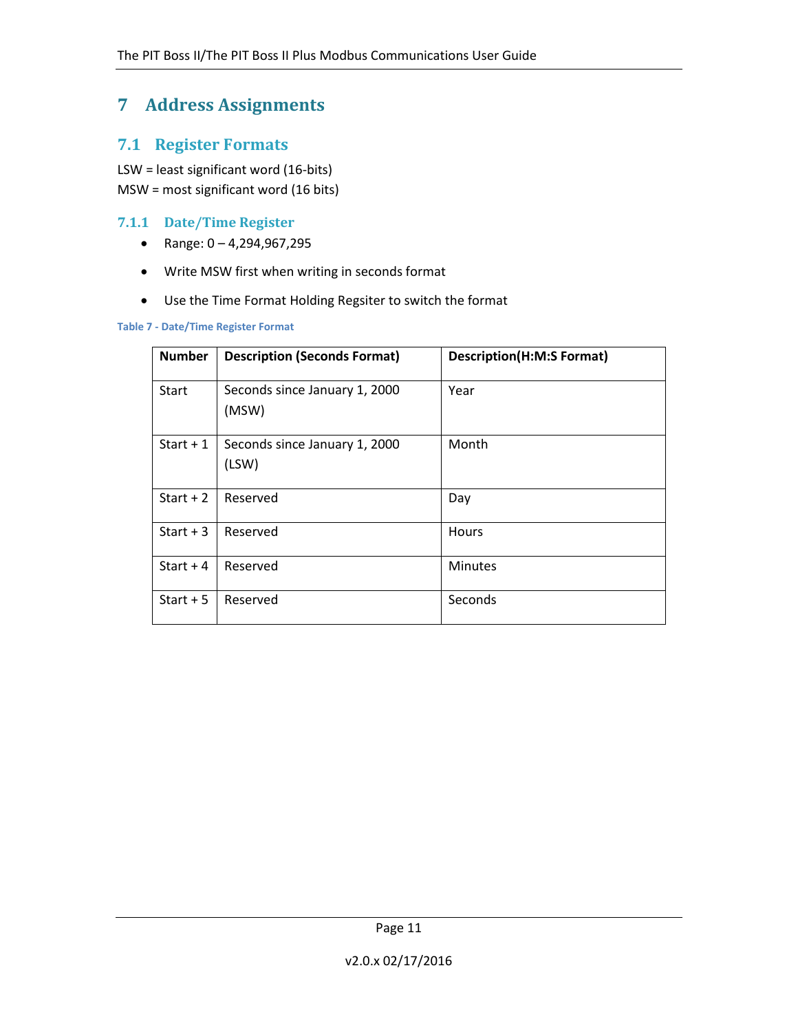# 7 Address Assignments

## 7.1 Register Formats

LSW = least significant word (16-bits)
MSW = most significant word (16 bits)

### 7.1.1 Date/Time Register

- Range: 0 – 4,294,967,295
- Write MSW first when writing in seconds format
- Use the Time Format Holding Regsiter to switch the format

Table 7 - Date/Time Register Format

| Number | Description (Seconds Format) | Description(H:M:S Format) |
|---|---|---|
| Start | Seconds since January 1, 2000 (MSW) | Year |
| Start + 1 | Seconds since January 1, 2000 (LSW) | Month |
| Start + 2 | Reserved | Day |
| Start + 3 | Reserved | Hours |
| Start + 4 | Reserved | Minutes |
| Start + 5 | Reserved | Seconds |

v2.0.x 02/17/2016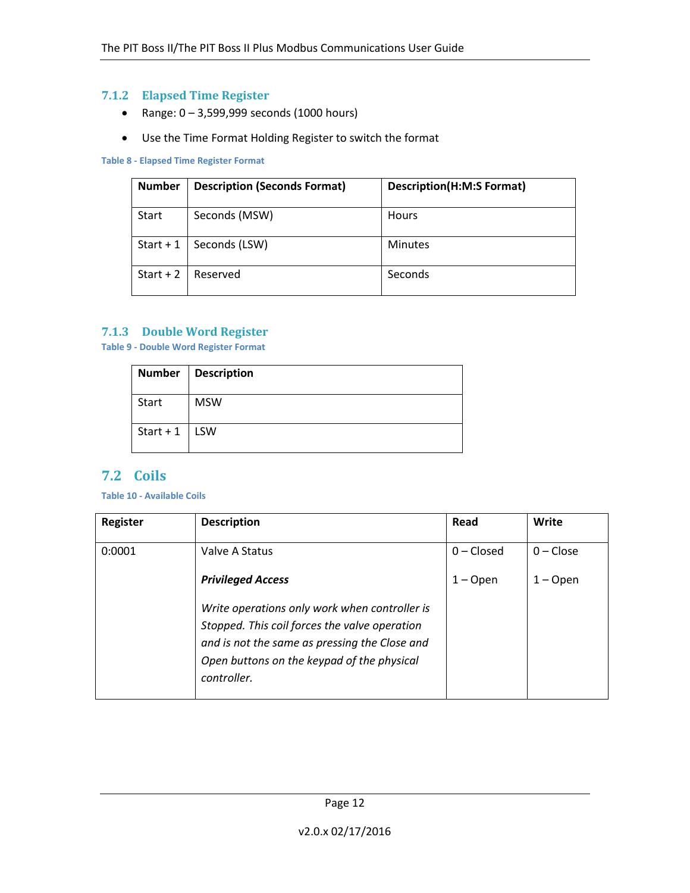### 7.1.2 Elapsed Time Register

- Range: 0 – 3,599,999 seconds (1000 hours)
- Use the Time Format Holding Register to switch the format

Table 8 - Elapsed Time Register Format

| Number | Description (Seconds Format) | Description(H:M:S Format) |
|---|---|---|
| Start | Seconds (MSW) | Hours |
| Start + 1 | Seconds (LSW) | Minutes |
| Start + 2 | Reserved | Seconds |

### 7.1.3 Double Word Register

Table 9 - Double Word Register Format

| Number | Description |
|---|---|
| Start | MSW |
| Start + 1 | LSW |

## 7.2 Coils

Table 10 - Available Coils

| Register | Description | Read | Write |
|---|---|---|---|
| 0:0001 | Valve A Status<br><br>***Privileged Access***<br><br>*Write operations only work when controller is Stopped. This coil forces the valve operation and is not the same as pressing the Close and Open buttons on the keypad of the physical controller.* | 0 – Closed<br><br>1 – Open | 0 – Close<br><br>1 – Open |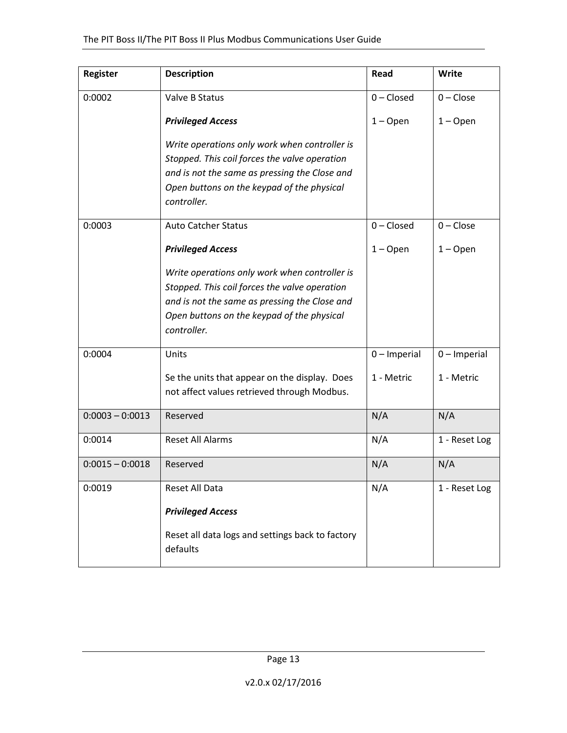| Register | Description | Read | Write |
|---|---|---|---|
| 0:0002 | Valve B Status<br><br>***Privileged Access***<br><br>*Write operations only work when controller is Stopped. This coil forces the valve operation and is not the same as pressing the Close and Open buttons on the keypad of the physical controller.* | 0 – Closed<br><br>1 – Open | 0 – Close<br><br>1 – Open |
| 0:0003 | Auto Catcher Status<br><br>***Privileged Access***<br><br>*Write operations only work when controller is Stopped. This coil forces the valve operation and is not the same as pressing the Close and Open buttons on the keypad of the physical controller.* | 0 – Closed<br><br>1 – Open | 0 – Close<br><br>1 – Open |
| 0:0004 | Units<br><br>Se the units that appear on the display. Does not affect values retrieved through Modbus. | 0 – Imperial<br><br>1 - Metric | 0 – Imperial<br><br>1 - Metric |
| 0:0003 – 0:0013 | Reserved | N/A | N/A |
| 0:0014 | Reset All Alarms | N/A | 1 - Reset Log |
| 0:0015 – 0:0018 | Reserved | N/A | N/A |
| 0:0019 | Reset All Data<br><br>***Privileged Access***<br><br>Reset all data logs and settings back to factory defaults | N/A | 1 - Reset Log |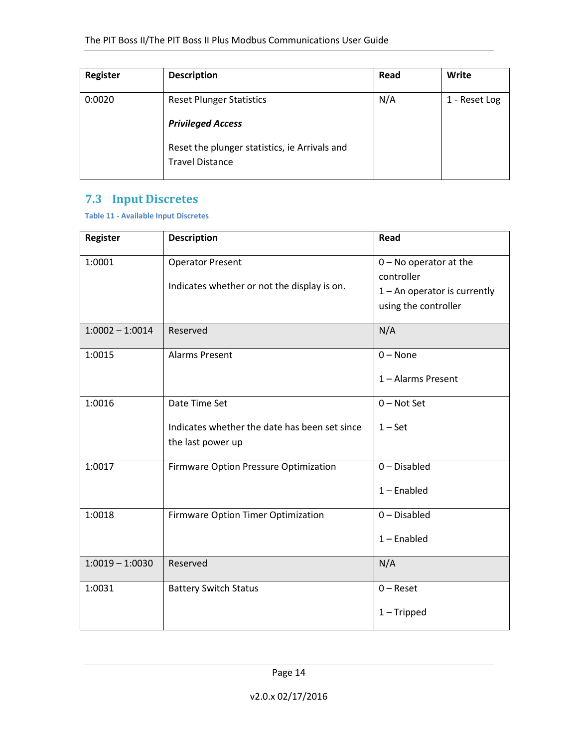| Register | Description | Read | Write |
|---|---|---|---|
| 0:0020 | Reset Plunger Statistics<br><br>***Privileged Access***<br><br>Reset the plunger statistics, ie Arrivals and Travel Distance | N/A | 1 - Reset Log |

## 7.3 Input Discretes

Table 11 - Available Input Discretes

| Register | Description | Read |
|---|---|---|
| 1:0001 | Operator Present<br><br>Indicates whether or not the display is on. | 0 – No operator at the controller<br>1 – An operator is currently using the controller |
| 1:0002 – 1:0014 | Reserved | N/A |
| 1:0015 | Alarms Present | 0 – None<br><br>1 – Alarms Present |
| 1:0016 | Date Time Set<br><br>Indicates whether the date has been set since the last power up | 0 – Not Set<br><br>1 – Set |
| 1:0017 | Firmware Option Pressure Optimization | 0 – Disabled<br><br>1 – Enabled |
| 1:0018 | Firmware Option Timer Optimization | 0 – Disabled<br><br>1 – Enabled |
| 1:0019 – 1:0030 | Reserved | N/A |
| 1:0031 | Battery Switch Status | 0 – Reset<br><br>1 – Tripped |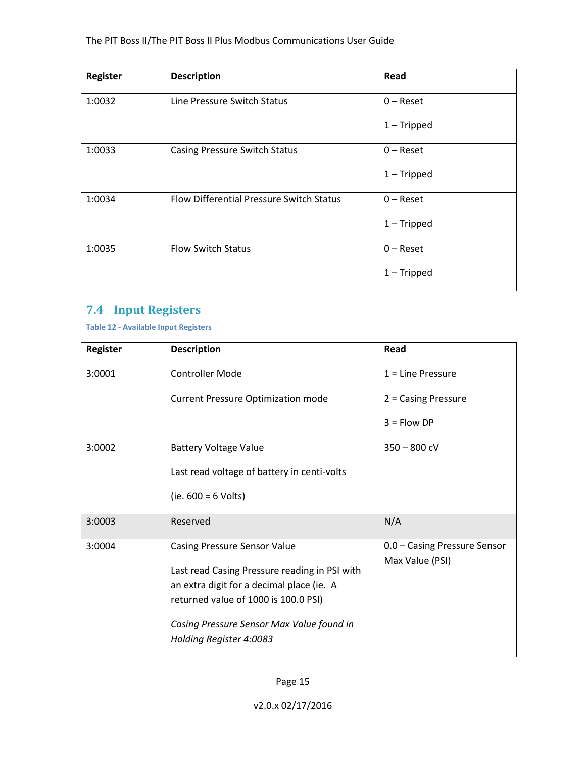| Register | Description | Read |
|---|---|---|
| 1:0032 | Line Pressure Switch Status | 0 – Reset<br><br>1 – Tripped |
| 1:0033 | Casing Pressure Switch Status | 0 – Reset<br><br>1 – Tripped |
| 1:0034 | Flow Differential Pressure Switch Status | 0 – Reset<br><br>1 – Tripped |
| 1:0035 | Flow Switch Status | 0 – Reset<br><br>1 – Tripped |

## 7.4 Input Registers

Table 12 - Available Input Registers

| Register | Description | Read |
|---|---|---|
| 3:0001 | Controller Mode<br><br>Current Pressure Optimization mode | 1 = Line Pressure<br><br>2 = Casing Pressure<br><br>3 = Flow DP |
| 3:0002 | Battery Voltage Value<br><br>Last read voltage of battery in centi-volts<br><br>(ie. 600 = 6 Volts) | 350 – 800 cV |
| 3:0003 | Reserved | N/A |
| 3:0004 | Casing Pressure Sensor Value<br><br>Last read Casing Pressure reading in PSI with an extra digit for a decimal place (ie. A returned value of 1000 is 100.0 PSI)<br><br>*Casing Pressure Sensor Max Value found in Holding Register 4:0083* | 0.0 – Casing Pressure Sensor Max Value (PSI) |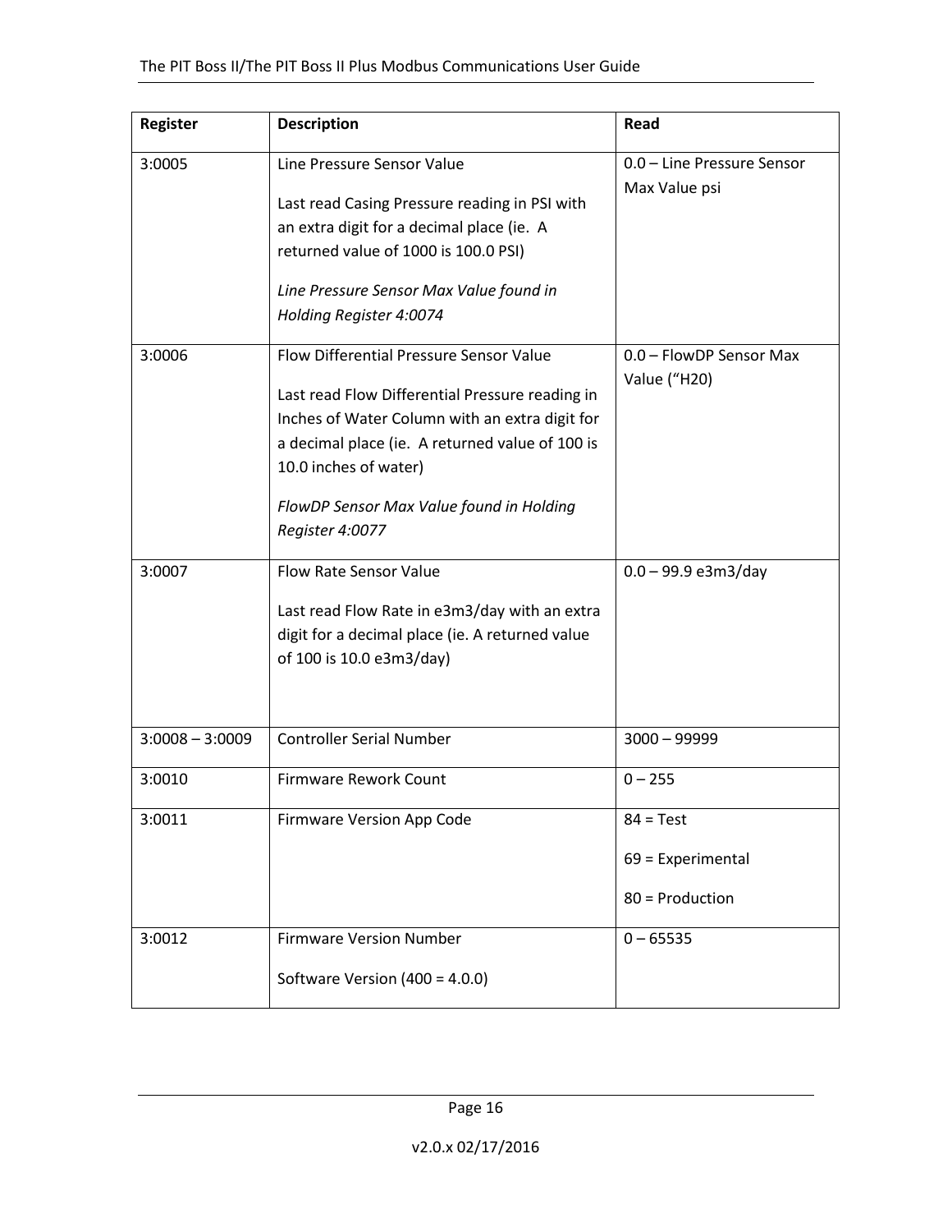| Register | Description | Read |
| --- | --- | --- |
| 3:0005 | Line Pressure Sensor Value<br><br>Last read Casing Pressure reading in PSI with an extra digit for a decimal place (ie. A returned value of 1000 is 100.0 PSI)<br><br>*Line Pressure Sensor Max Value found in Holding Register 4:0074* | 0.0 – Line Pressure Sensor Max Value psi |
| 3:0006 | Flow Differential Pressure Sensor Value<br><br>Last read Flow Differential Pressure reading in Inches of Water Column with an extra digit for a decimal place (ie. A returned value of 100 is 10.0 inches of water)<br><br>*FlowDP Sensor Max Value found in Holding Register 4:0077* | 0.0 – FlowDP Sensor Max Value ("H20) |
| 3:0007 | Flow Rate Sensor Value<br><br>Last read Flow Rate in e3m3/day with an extra digit for a decimal place (ie. A returned value of 100 is 10.0 e3m3/day) | 0.0 – 99.9 e3m3/day |
| 3:0008 – 3:0009 | Controller Serial Number | 3000 – 99999 |
| 3:0010 | Firmware Rework Count | 0 – 255 |
| 3:0011 | Firmware Version App Code | 84 = Test<br><br>69 = Experimental<br><br>80 = Production |
| 3:0012 | Firmware Version Number<br><br>Software Version (400 = 4.0.0) | 0 – 65535 |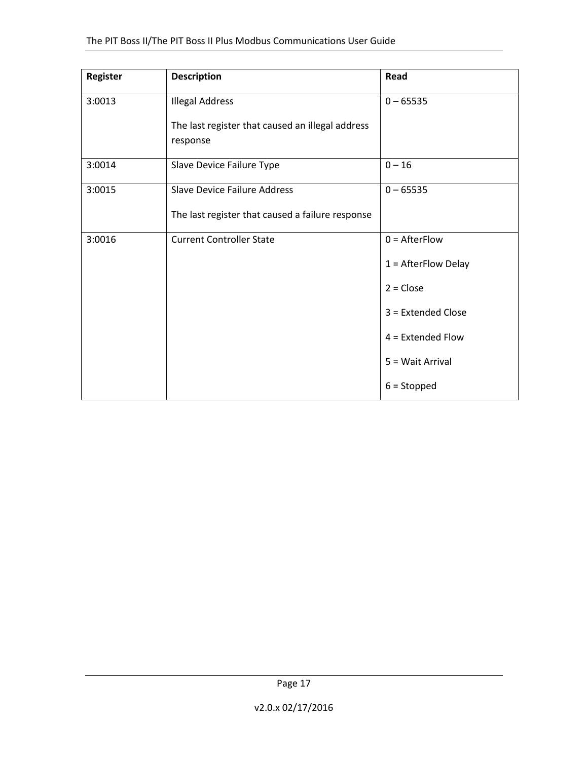| Register | Description | Read |
| --- | --- | --- |
| 3:0013 | Illegal Address<br><br>The last register that caused an illegal address response | 0 – 65535 |
| 3:0014 | Slave Device Failure Type | 0 – 16 |
| 3:0015 | Slave Device Failure Address<br><br>The last register that caused a failure response | 0 – 65535 |
| 3:0016 | Current Controller State | 0 = AfterFlow<br><br>1 = AfterFlow Delay<br><br>2 = Close<br><br>3 = Extended Close<br><br>4 = Extended Flow<br><br>5 = Wait Arrival<br><br>6 = Stopped |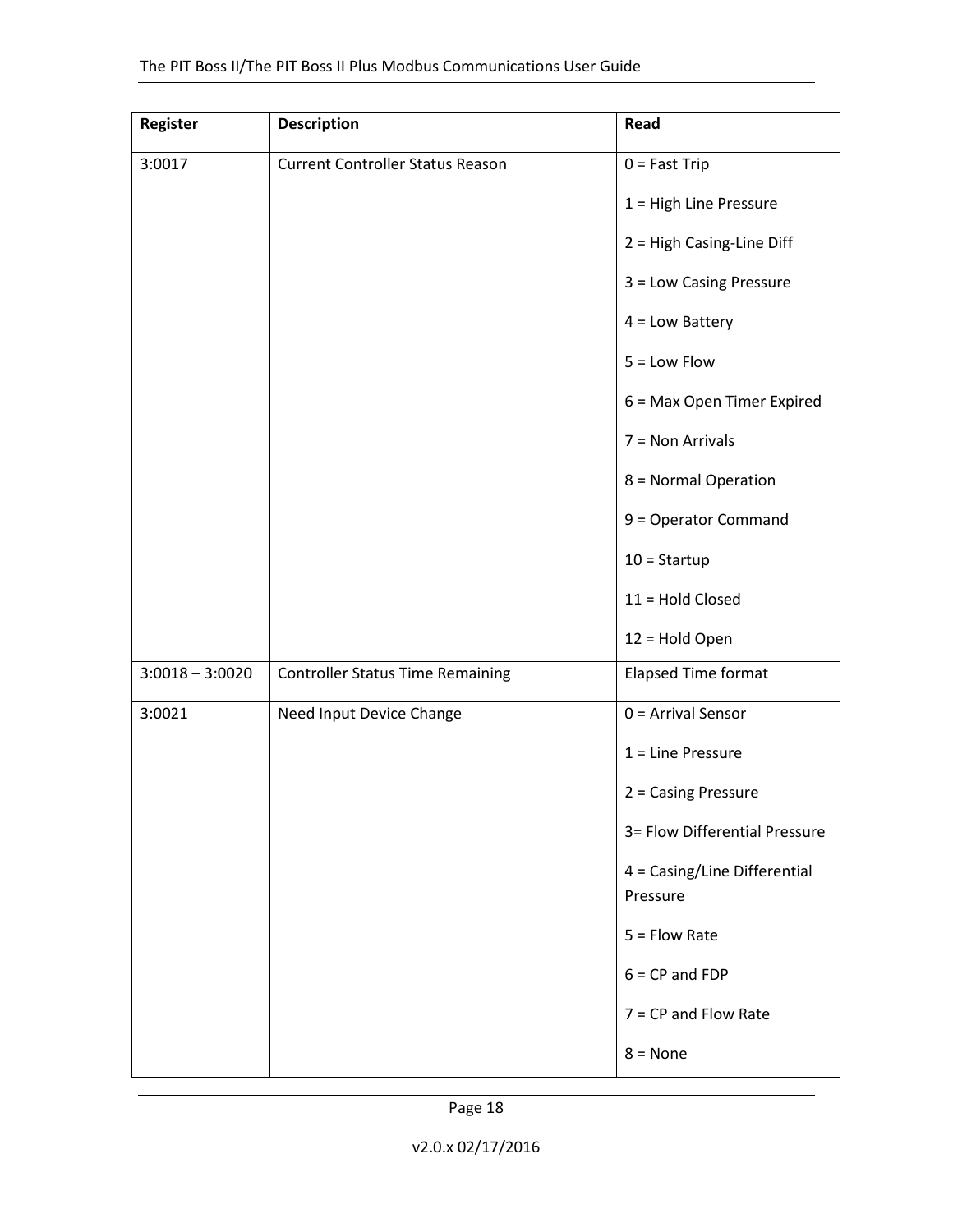| Register | Description | Read |
|---|---|---|
| 3:0017 | Current Controller Status Reason | 0 = Fast Trip<br>1 = High Line Pressure<br>2 = High Casing-Line Diff<br>3 = Low Casing Pressure<br>4 = Low Battery<br>5 = Low Flow<br>6 = Max Open Timer Expired<br>7 = Non Arrivals<br>8 = Normal Operation<br>9 = Operator Command<br>10 = Startup<br>11 = Hold Closed<br>12 = Hold Open |
| 3:0018 – 3:0020 | Controller Status Time Remaining | Elapsed Time format |
| 3:0021 | Need Input Device Change | 0 = Arrival Sensor<br>1 = Line Pressure<br>2 = Casing Pressure<br>3= Flow Differential Pressure<br>4 = Casing/Line Differential Pressure<br>5 = Flow Rate<br>6 = CP and FDP<br>7 = CP and Flow Rate<br>8 = None |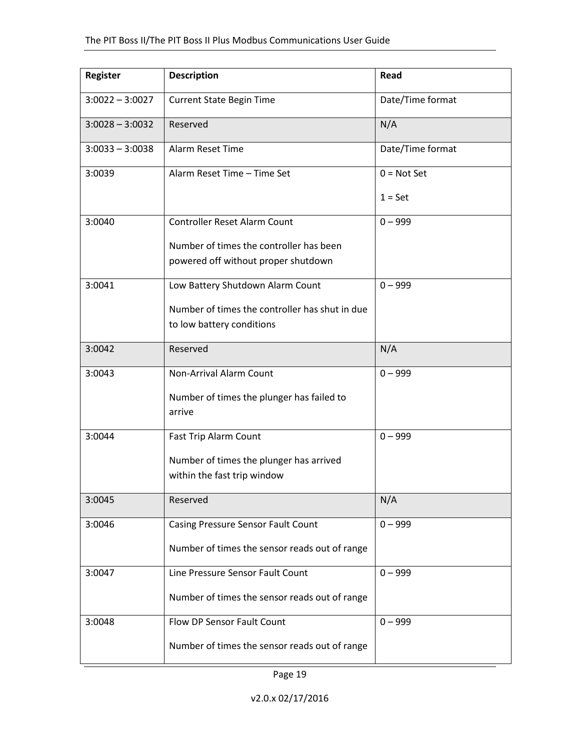| Register | Description | Read |
|---|---|---|
| 3:0022 – 3:0027 | Current State Begin Time | Date/Time format |
| 3:0028 – 3:0032 | Reserved | N/A |
| 3:0033 – 3:0038 | Alarm Reset Time | Date/Time format |
| 3:0039 | Alarm Reset Time – Time Set | 0 = Not Set<br><br>1 = Set |
| 3:0040 | Controller Reset Alarm Count<br><br>Number of times the controller has been powered off without proper shutdown | 0 – 999 |
| 3:0041 | Low Battery Shutdown Alarm Count<br><br>Number of times the controller has shut in due to low battery conditions | 0 – 999 |
| 3:0042 | Reserved | N/A |
| 3:0043 | Non-Arrival Alarm Count<br><br>Number of times the plunger has failed to arrive | 0 – 999 |
| 3:0044 | Fast Trip Alarm Count<br><br>Number of times the plunger has arrived within the fast trip window | 0 – 999 |
| 3:0045 | Reserved | N/A |
| 3:0046 | Casing Pressure Sensor Fault Count<br><br>Number of times the sensor reads out of range | 0 – 999 |
| 3:0047 | Line Pressure Sensor Fault Count<br><br>Number of times the sensor reads out of range | 0 – 999 |
| 3:0048 | Flow DP Sensor Fault Count<br><br>Number of times the sensor reads out of range | 0 – 999 |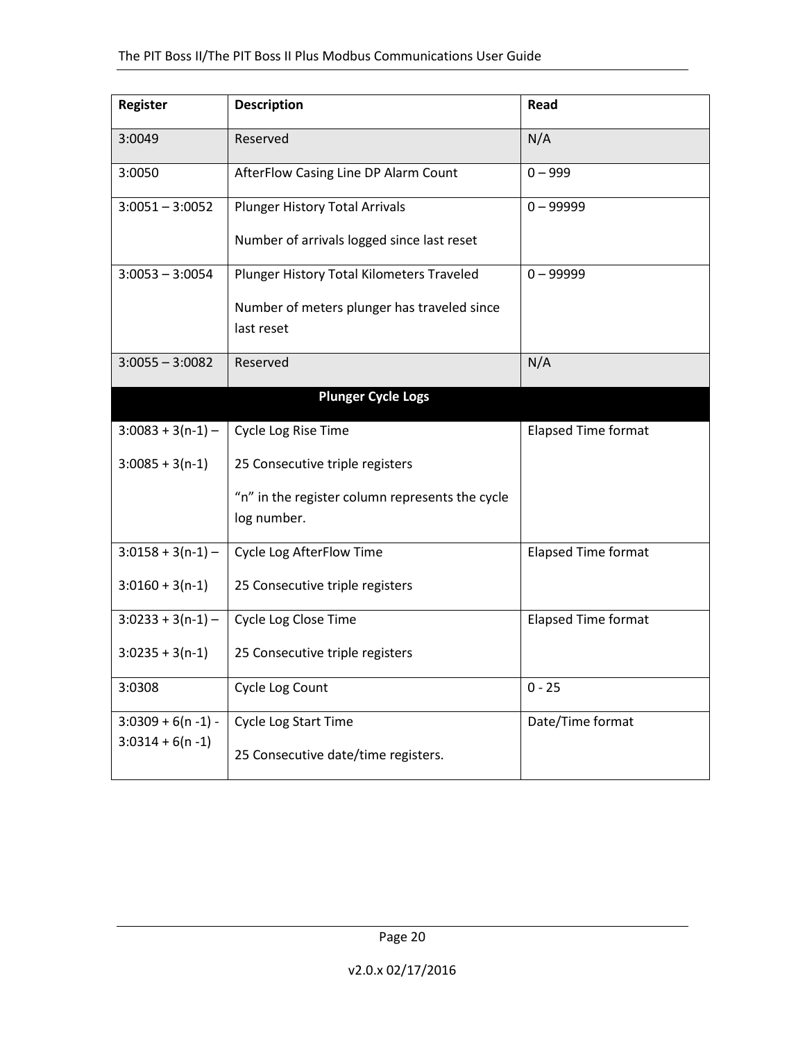| Register | Description | Read |
|---|---|---|
| 3:0049 | Reserved | N/A |
| 3:0050 | AfterFlow Casing Line DP Alarm Count | 0 – 999 |
| 3:0051 – 3:0052 | Plunger History Total Arrivals<br><br>Number of arrivals logged since last reset | 0 – 99999 |
| 3:0053 – 3:0054 | Plunger History Total Kilometers Traveled<br><br>Number of meters plunger has traveled since last reset | 0 – 99999 |
| 3:0055 – 3:0082 | Reserved | N/A |
| | **Plunger Cycle Logs** | |
| 3:0083 + 3(n-1) –<br><br>3:0085 + 3(n-1) | Cycle Log Rise Time<br><br>25 Consecutive triple registers<br><br>"n" in the register column represents the cycle log number. | Elapsed Time format |
| 3:0158 + 3(n-1) –<br><br>3:0160 + 3(n-1) | Cycle Log AfterFlow Time<br><br>25 Consecutive triple registers | Elapsed Time format |
| 3:0233 + 3(n-1) –<br><br>3:0235 + 3(n-1) | Cycle Log Close Time<br><br>25 Consecutive triple registers | Elapsed Time format |
| 3:0308 | Cycle Log Count | 0 - 25 |
| 3:0309 + 6(n -1) -<br>3:0314 + 6(n -1) | Cycle Log Start Time<br><br>25 Consecutive date/time registers. | Date/Time format |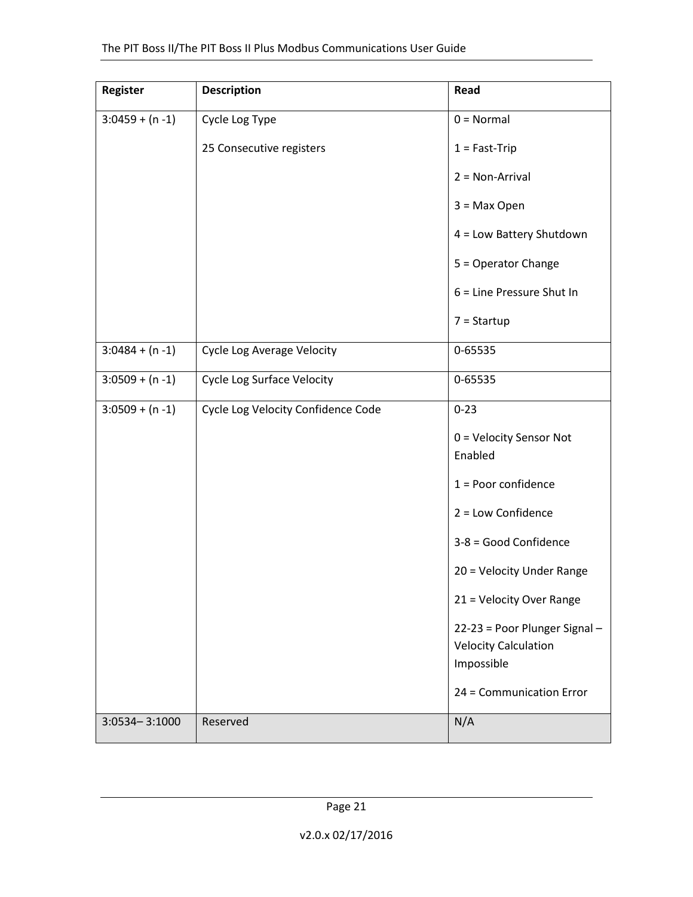| Register | Description | Read |
|---|---|---|
| 3:0459 + (n -1) | Cycle Log Type<br><br>25 Consecutive registers | 0 = Normal<br><br>1 = Fast-Trip<br><br>2 = Non-Arrival<br><br>3 = Max Open<br><br>4 = Low Battery Shutdown<br><br>5 = Operator Change<br><br>6 = Line Pressure Shut In<br><br>7 = Startup |
| 3:0484 + (n -1) | Cycle Log Average Velocity | 0-65535 |
| 3:0509 + (n -1) | Cycle Log Surface Velocity | 0-65535 |
| 3:0509 + (n -1) | Cycle Log Velocity Confidence Code | 0-23<br><br>0 = Velocity Sensor Not Enabled<br><br>1 = Poor confidence<br><br>2 = Low Confidence<br><br>3-8 = Good Confidence<br><br>20 = Velocity Under Range<br><br>21 = Velocity Over Range<br><br>22-23 = Poor Plunger Signal – Velocity Calculation Impossible<br><br>24 = Communication Error |
| 3:0534– 3:1000 | Reserved | N/A |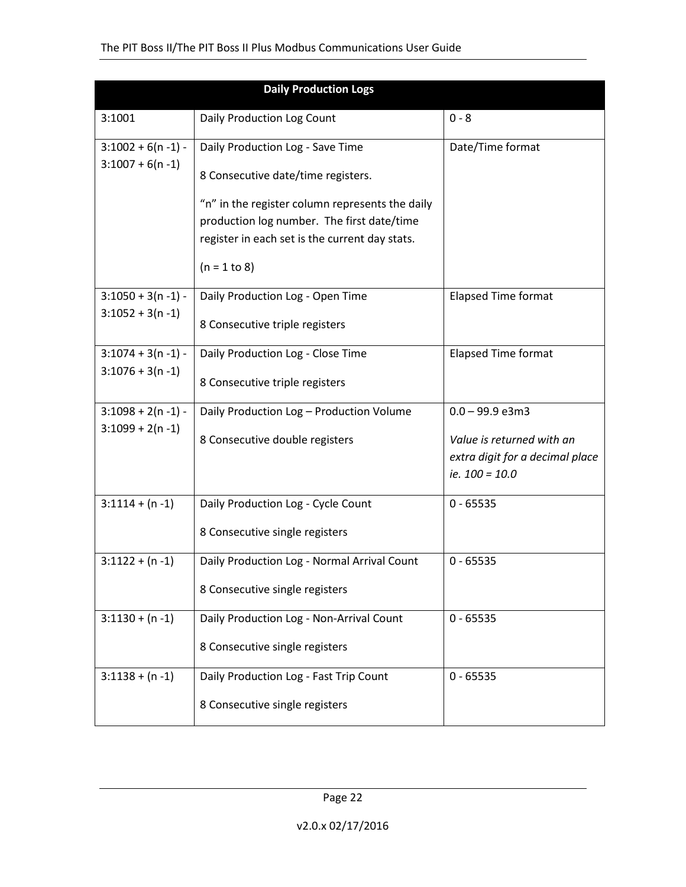| Daily Production Logs | | |
|---|---|---|
| 3:1001 | Daily Production Log Count | 0 - 8 |
| 3:1002 + 6(n -1) - 3:1007 + 6(n -1) | Daily Production Log - Save Time<br><br>8 Consecutive date/time registers.<br><br>“n” in the register column represents the daily production log number. The first date/time register in each set is the current day stats.<br><br>(n = 1 to 8) | Date/Time format |
| 3:1050 + 3(n -1) - 3:1052 + 3(n -1) | Daily Production Log - Open Time<br><br>8 Consecutive triple registers | Elapsed Time format |
| 3:1074 + 3(n -1) - 3:1076 + 3(n -1) | Daily Production Log - Close Time<br><br>8 Consecutive triple registers | Elapsed Time format |
| 3:1098 + 2(n -1) - 3:1099 + 2(n -1) | Daily Production Log – Production Volume<br><br>8 Consecutive double registers | 0.0 – 99.9 e3m3<br><br>*Value is returned with an extra digit for a decimal place ie. 100 = 10.0* |
| 3:1114 + (n -1) | Daily Production Log - Cycle Count<br><br>8 Consecutive single registers | 0 - 65535 |
| 3:1122 + (n -1) | Daily Production Log - Normal Arrival Count<br><br>8 Consecutive single registers | 0 - 65535 |
| 3:1130 + (n -1) | Daily Production Log - Non-Arrival Count<br><br>8 Consecutive single registers | 0 - 65535 |
| 3:1138 + (n -1) | Daily Production Log - Fast Trip Count<br><br>8 Consecutive single registers | 0 - 65535 |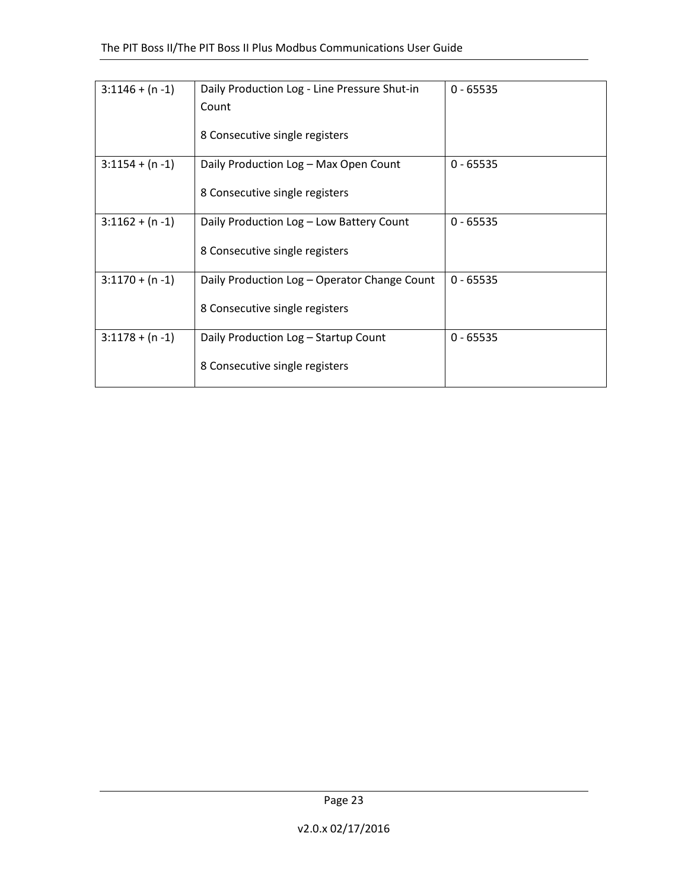| 3:1146 + (n -1) | Daily Production Log - Line Pressure Shut-in Count<br><br>8 Consecutive single registers | 0 - 65535 |
|---|---|---|
| 3:1154 + (n -1) | Daily Production Log – Max Open Count<br><br>8 Consecutive single registers | 0 - 65535 |
| 3:1162 + (n -1) | Daily Production Log – Low Battery Count<br><br>8 Consecutive single registers | 0 - 65535 |
| 3:1170 + (n -1) | Daily Production Log – Operator Change Count<br><br>8 Consecutive single registers | 0 - 65535 |
| 3:1178 + (n -1) | Daily Production Log – Startup Count<br><br>8 Consecutive single registers | 0 - 65535 |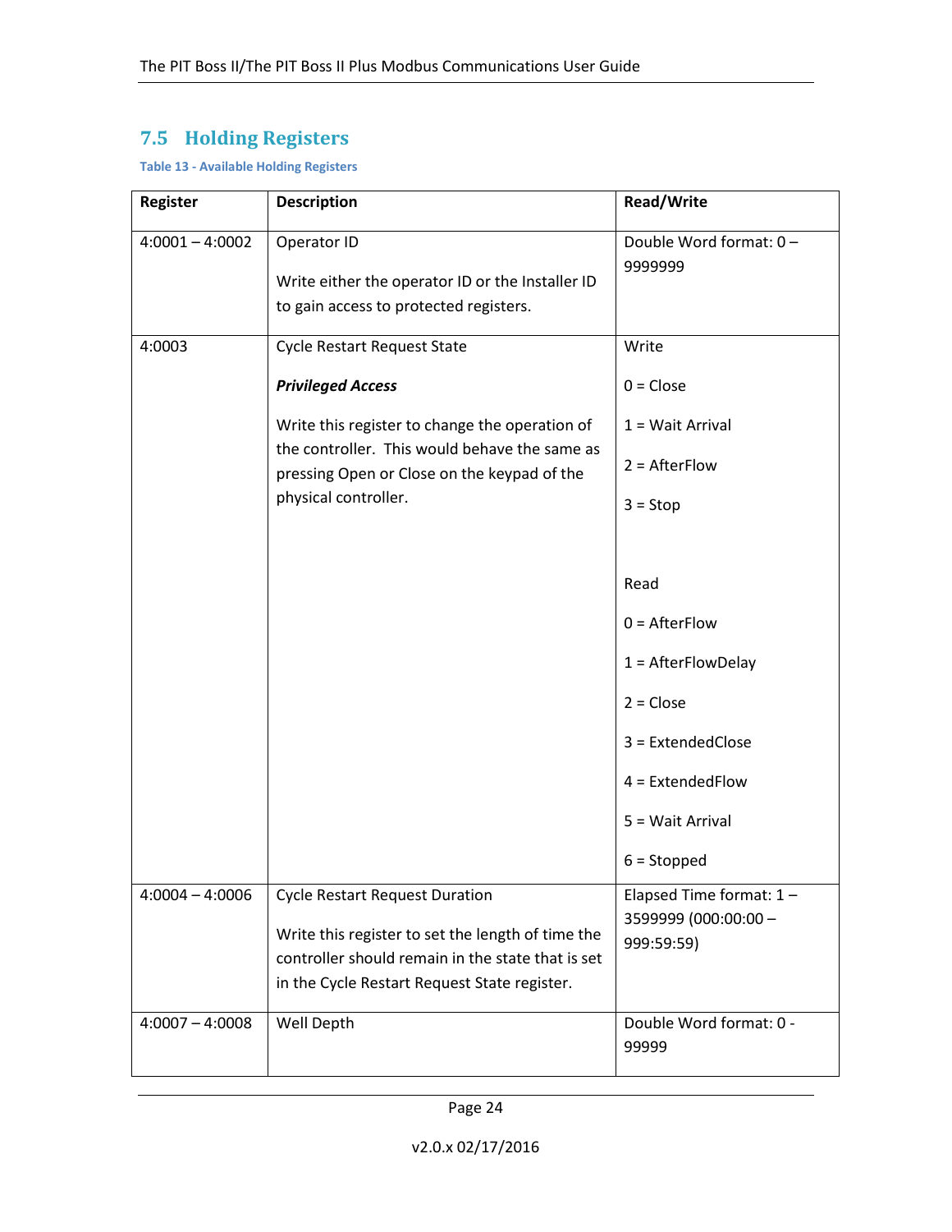## 7.5 Holding Registers

**Table 13 - Available Holding Registers**

| Register | Description | Read/Write |
|---|---|---|
| 4:0001 – 4:0002 | Operator ID<br><br>Write either the operator ID or the Installer ID to gain access to protected registers. | Double Word format: 0 – 9999999 |
| 4:0003 | Cycle Restart Request State<br><br>***Privileged Access***<br><br>Write this register to change the operation of the controller. This would behave the same as pressing Open or Close on the keypad of the physical controller. | Write<br><br>0 = Close<br><br>1 = Wait Arrival<br><br>2 = AfterFlow<br><br>3 = Stop<br><br><br>Read<br><br>0 = AfterFlow<br><br>1 = AfterFlowDelay<br><br>2 = Close<br><br>3 = ExtendedClose<br><br>4 = ExtendedFlow<br><br>5 = Wait Arrival<br><br>6 = Stopped |
| 4:0004 – 4:0006 | Cycle Restart Request Duration<br><br>Write this register to set the length of time the controller should remain in the state that is set in the Cycle Restart Request State register. | Elapsed Time format: 1 – 3599999 (000:00:00 – 999:59:59) |
| 4:0007 – 4:0008 | Well Depth | Double Word format: 0 - 99999 |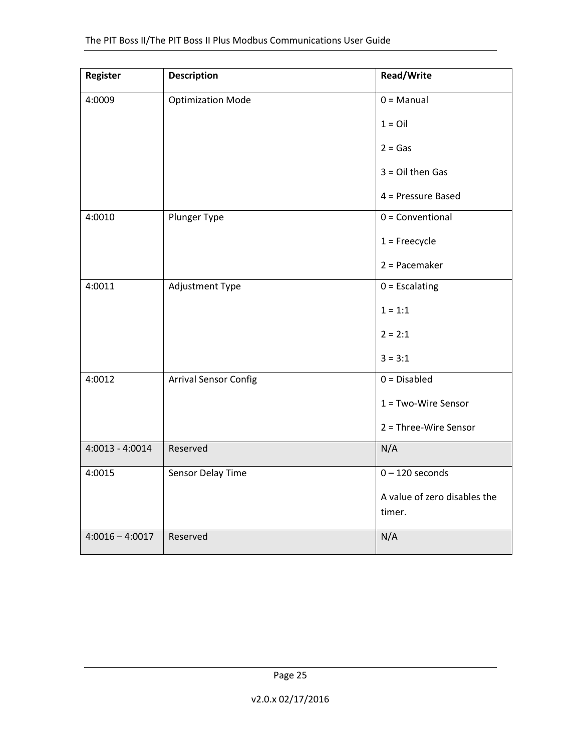| Register | Description | Read/Write |
|---|---|---|
| 4:0009 | Optimization Mode | 0 = Manual<br><br>1 = Oil<br><br>2 = Gas<br><br>3 = Oil then Gas<br><br>4 = Pressure Based |
| 4:0010 | Plunger Type | 0 = Conventional<br><br>1 = Freecycle<br><br>2 = Pacemaker |
| 4:0011 | Adjustment Type | 0 = Escalating<br><br>1 = 1:1<br><br>2 = 2:1<br><br>3 = 3:1 |
| 4:0012 | Arrival Sensor Config | 0 = Disabled<br><br>1 = Two-Wire Sensor<br><br>2 = Three-Wire Sensor |
| 4:0013 - 4:0014 | Reserved | N/A |
| 4:0015 | Sensor Delay Time | 0 – 120 seconds<br><br>A value of zero disables the timer. |
| 4:0016 – 4:0017 | Reserved | N/A |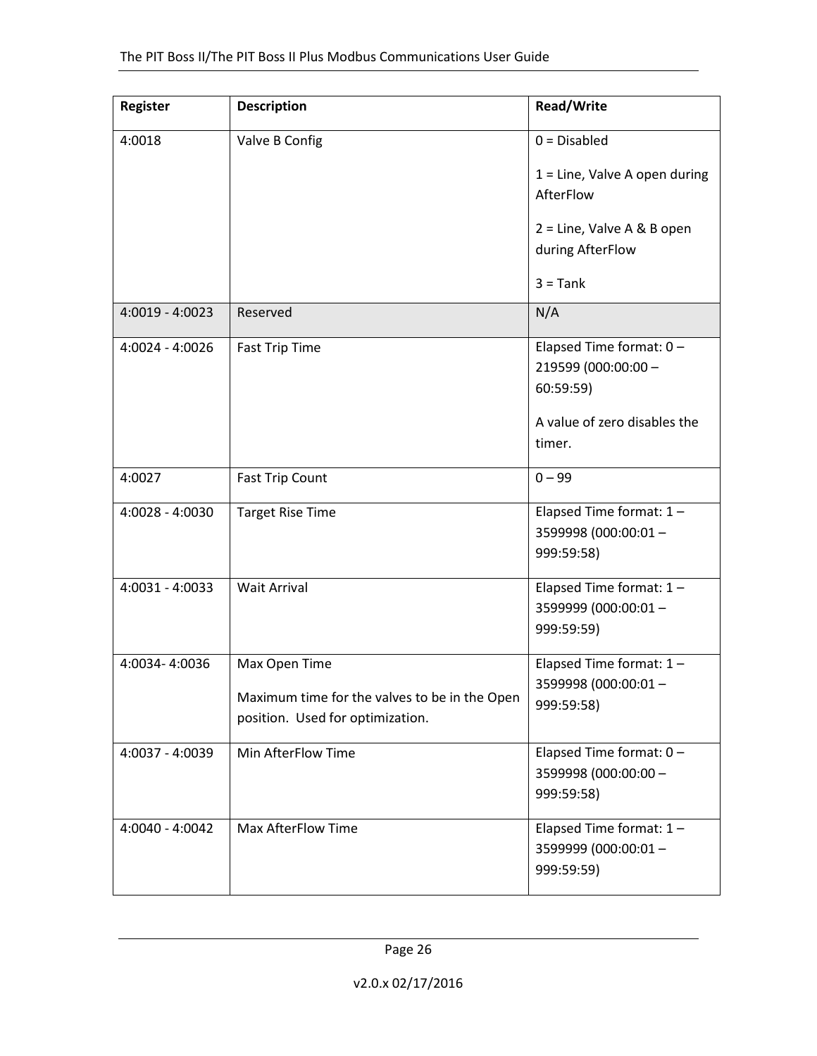| Register | Description | Read/Write |
|---|---|---|
| 4:0018 | Valve B Config | 0 = Disabled<br><br>1 = Line, Valve A open during AfterFlow<br><br>2 = Line, Valve A & B open during AfterFlow<br><br>3 = Tank |
| 4:0019 - 4:0023 | Reserved | N/A |
| 4:0024 - 4:0026 | Fast Trip Time | Elapsed Time format: 0 – 219599 (000:00:00 – 60:59:59)<br><br>A value of zero disables the timer. |
| 4:0027 | Fast Trip Count | 0 – 99 |
| 4:0028 - 4:0030 | Target Rise Time | Elapsed Time format: 1 – 3599998 (000:00:01 – 999:59:58) |
| 4:0031 - 4:0033 | Wait Arrival | Elapsed Time format: 1 – 3599999 (000:00:01 – 999:59:59) |
| 4:0034- 4:0036 | Max Open Time<br><br>Maximum time for the valves to be in the Open position. Used for optimization. | Elapsed Time format: 1 – 3599998 (000:00:01 – 999:59:58) |
| 4:0037 - 4:0039 | Min AfterFlow Time | Elapsed Time format: 0 – 3599998 (000:00:00 – 999:59:58) |
| 4:0040 - 4:0042 | Max AfterFlow Time | Elapsed Time format: 1 – 3599999 (000:00:01 – 999:59:59) |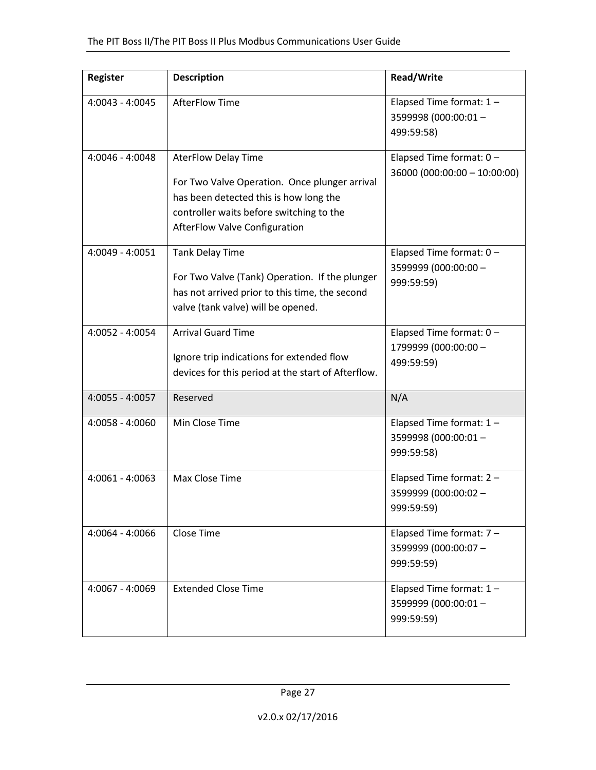| Register | Description | Read/Write |
| --- | --- | --- |
| 4:0043 - 4:0045 | AfterFlow Time | Elapsed Time format: 1 – 3599998 (000:00:01 – 499:59:58) |
| 4:0046 - 4:0048 | AterFlow Delay Time<br><br>For Two Valve Operation. Once plunger arrival has been detected this is how long the controller waits before switching to the AfterFlow Valve Configuration | Elapsed Time format: 0 – 36000 (000:00:00 – 10:00:00) |
| 4:0049 - 4:0051 | Tank Delay Time<br><br>For Two Valve (Tank) Operation. If the plunger has not arrived prior to this time, the second valve (tank valve) will be opened. | Elapsed Time format: 0 – 3599999 (000:00:00 – 999:59:59) |
| 4:0052 - 4:0054 | Arrival Guard Time<br><br>Ignore trip indications for extended flow devices for this period at the start of Afterflow. | Elapsed Time format: 0 – 1799999 (000:00:00 – 499:59:59) |
| 4:0055 - 4:0057 | Reserved | N/A |
| 4:0058 - 4:0060 | Min Close Time | Elapsed Time format: 1 – 3599998 (000:00:01 – 999:59:58) |
| 4:0061 - 4:0063 | Max Close Time | Elapsed Time format: 2 – 3599999 (000:00:02 – 999:59:59) |
| 4:0064 - 4:0066 | Close Time | Elapsed Time format: 7 – 3599999 (000:00:07 – 999:59:59) |
| 4:0067 - 4:0069 | Extended Close Time | Elapsed Time format: 1 – 3599999 (000:00:01 – 999:59:59) |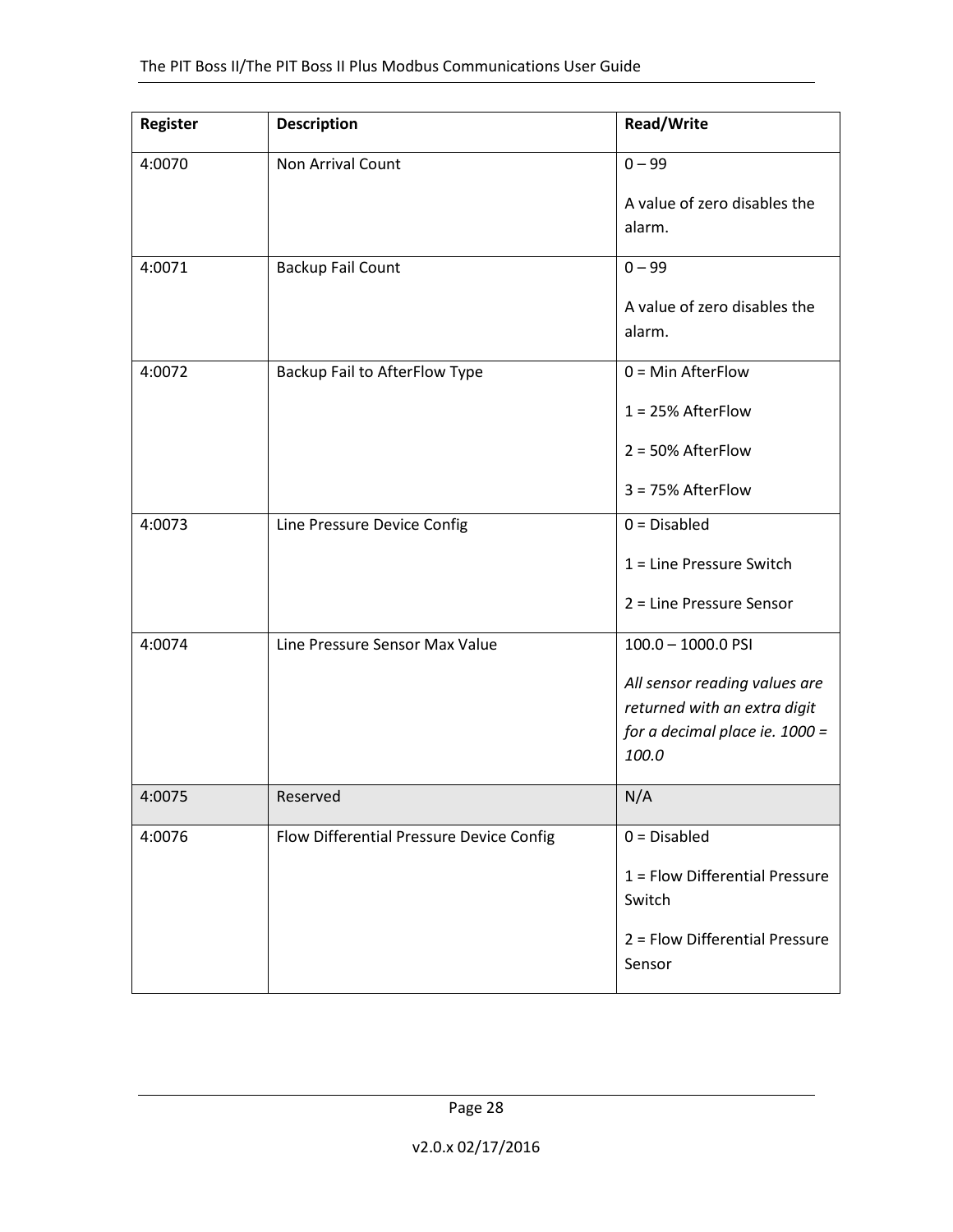| Register | Description | Read/Write |
|---|---|---|
| 4:0070 | Non Arrival Count | 0 – 99<br><br>A value of zero disables the alarm. |
| 4:0071 | Backup Fail Count | 0 – 99<br><br>A value of zero disables the alarm. |
| 4:0072 | Backup Fail to AfterFlow Type | 0 = Min AfterFlow<br><br>1 = 25% AfterFlow<br><br>2 = 50% AfterFlow<br><br>3 = 75% AfterFlow |
| 4:0073 | Line Pressure Device Config | 0 = Disabled<br><br>1 = Line Pressure Switch<br><br>2 = Line Pressure Sensor |
| 4:0074 | Line Pressure Sensor Max Value | 100.0 – 1000.0 PSI<br><br>*All sensor reading values are returned with an extra digit for a decimal place ie. 1000 = 100.0* |
| 4:0075 | Reserved | N/A |
| 4:0076 | Flow Differential Pressure Device Config | 0 = Disabled<br><br>1 = Flow Differential Pressure Switch<br><br>2 = Flow Differential Pressure Sensor |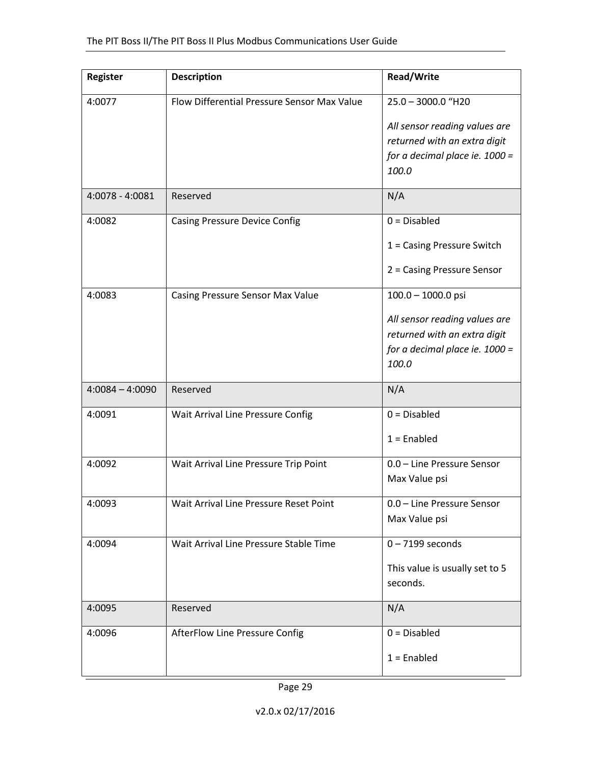| Register | Description | Read/Write |
| --- | --- | --- |
| 4:0077 | Flow Differential Pressure Sensor Max Value | 25.0 – 3000.0 "H20<br><br>*All sensor reading values are returned with an extra digit for a decimal place ie. 1000 = 100.0* |
| 4:0078 - 4:0081 | Reserved | N/A |
| 4:0082 | Casing Pressure Device Config | 0 = Disabled<br><br>1 = Casing Pressure Switch<br><br>2 = Casing Pressure Sensor |
| 4:0083 | Casing Pressure Sensor Max Value | 100.0 – 1000.0 psi<br><br>*All sensor reading values are returned with an extra digit for a decimal place ie. 1000 = 100.0* |
| 4:0084 – 4:0090 | Reserved | N/A |
| 4:0091 | Wait Arrival Line Pressure Config | 0 = Disabled<br><br>1 = Enabled |
| 4:0092 | Wait Arrival Line Pressure Trip Point | 0.0 – Line Pressure Sensor Max Value psi |
| 4:0093 | Wait Arrival Line Pressure Reset Point | 0.0 – Line Pressure Sensor Max Value psi |
| 4:0094 | Wait Arrival Line Pressure Stable Time | 0 – 7199 seconds<br><br>This value is usually set to 5 seconds. |
| 4:0095 | Reserved | N/A |
| 4:0096 | AfterFlow Line Pressure Config | 0 = Disabled<br><br>1 = Enabled |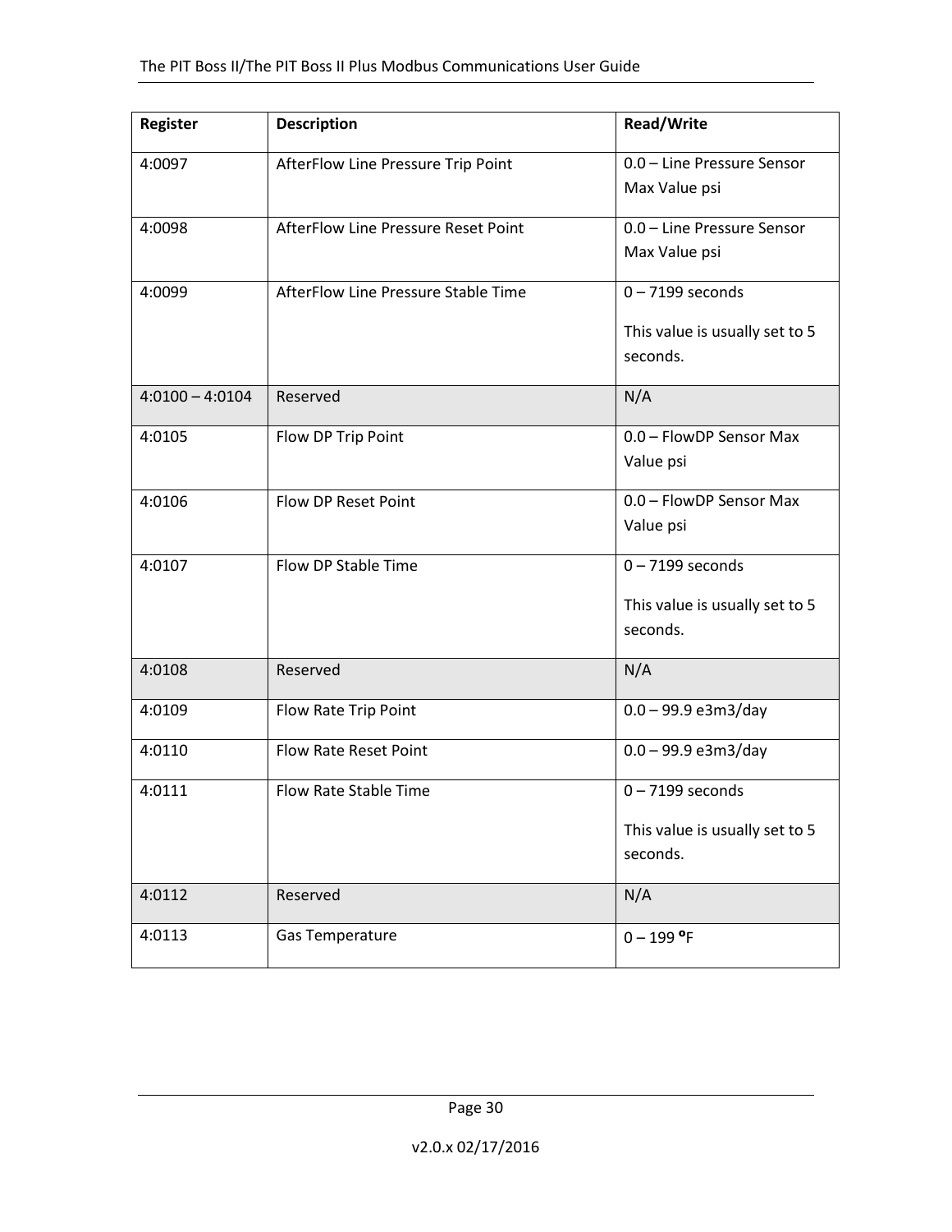| Register | Description | Read/Write |
|---|---|---|
| 4:0097 | AfterFlow Line Pressure Trip Point | 0.0 – Line Pressure Sensor Max Value psi |
| 4:0098 | AfterFlow Line Pressure Reset Point | 0.0 – Line Pressure Sensor Max Value psi |
| 4:0099 | AfterFlow Line Pressure Stable Time | 0 – 7199 seconds<br><br>This value is usually set to 5 seconds. |
| 4:0100 – 4:0104 | Reserved | N/A |
| 4:0105 | Flow DP Trip Point | 0.0 – FlowDP Sensor Max Value psi |
| 4:0106 | Flow DP Reset Point | 0.0 – FlowDP Sensor Max Value psi |
| 4:0107 | Flow DP Stable Time | 0 – 7199 seconds<br><br>This value is usually set to 5 seconds. |
| 4:0108 | Reserved | N/A |
| 4:0109 | Flow Rate Trip Point | 0.0 – 99.9 e3m3/day |
| 4:0110 | Flow Rate Reset Point | 0.0 – 99.9 e3m3/day |
| 4:0111 | Flow Rate Stable Time | 0 – 7199 seconds<br><br>This value is usually set to 5 seconds. |
| 4:0112 | Reserved | N/A |
| 4:0113 | Gas Temperature | 0 – 199 ºF |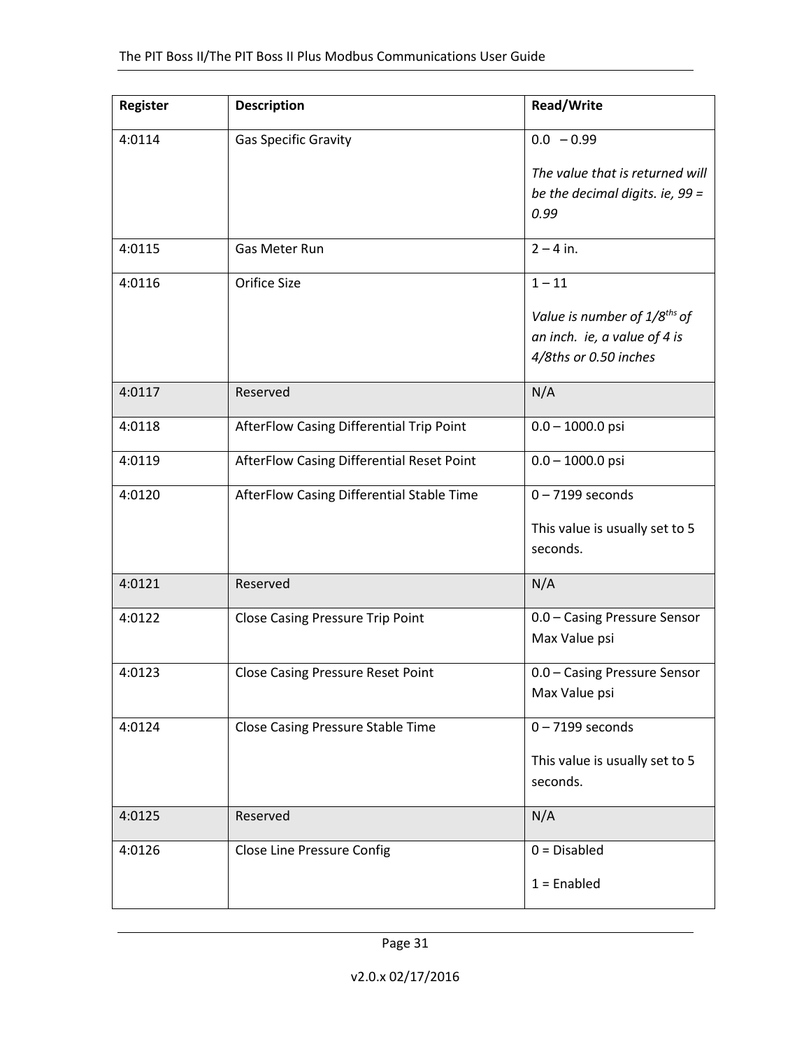| Register | Description | Read/Write |
| --- | --- | --- |
| 4:0114 | Gas Specific Gravity | 0.0 – 0.99<br><br>*The value that is returned will be the decimal digits. ie, 99 = 0.99* |
| 4:0115 | Gas Meter Run | 2 – 4 in. |
| 4:0116 | Orifice Size | 1 – 11<br><br>*Value is number of 1/8ths of an inch. ie, a value of 4 is 4/8ths or 0.50 inches* |
| 4:0117 | Reserved | N/A |
| 4:0118 | AfterFlow Casing Differential Trip Point | 0.0 – 1000.0 psi |
| 4:0119 | AfterFlow Casing Differential Reset Point | 0.0 – 1000.0 psi |
| 4:0120 | AfterFlow Casing Differential Stable Time | 0 – 7199 seconds<br><br>This value is usually set to 5 seconds. |
| 4:0121 | Reserved | N/A |
| 4:0122 | Close Casing Pressure Trip Point | 0.0 – Casing Pressure Sensor Max Value psi |
| 4:0123 | Close Casing Pressure Reset Point | 0.0 – Casing Pressure Sensor Max Value psi |
| 4:0124 | Close Casing Pressure Stable Time | 0 – 7199 seconds<br><br>This value is usually set to 5 seconds. |
| 4:0125 | Reserved | N/A |
| 4:0126 | Close Line Pressure Config | 0 = Disabled<br><br>1 = Enabled |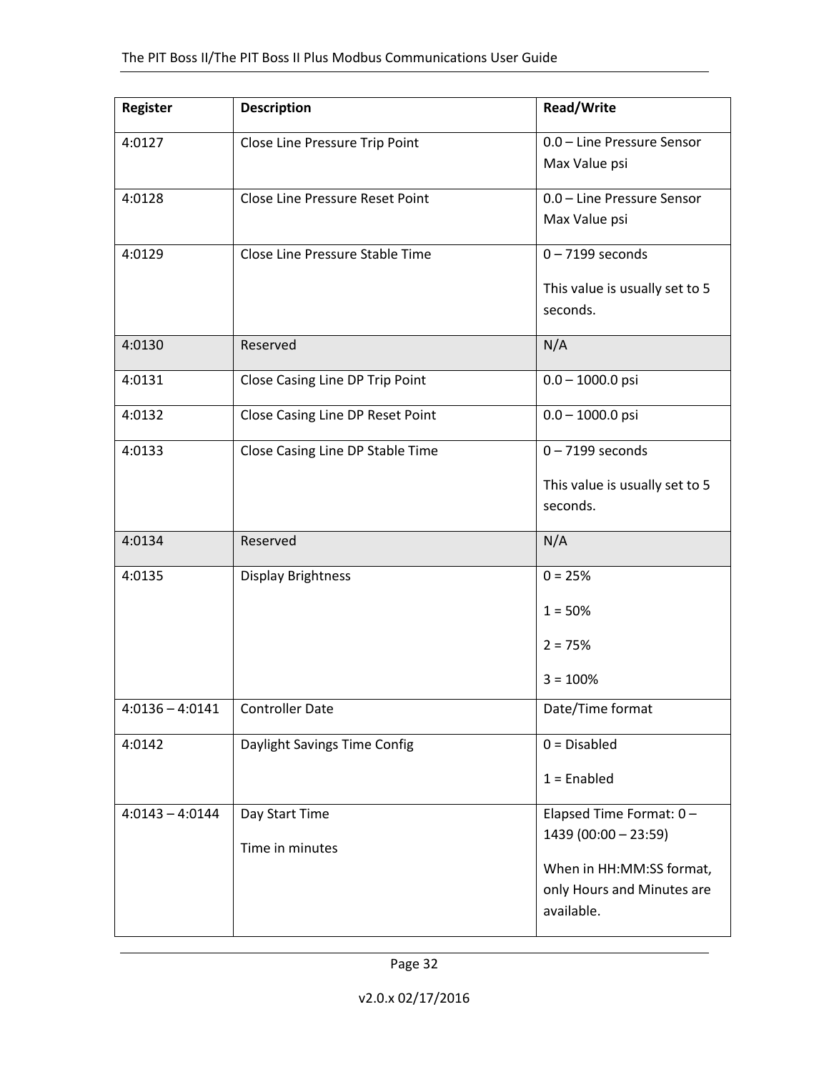| Register | Description | Read/Write |
|---|---|---|
| 4:0127 | Close Line Pressure Trip Point | 0.0 – Line Pressure Sensor Max Value psi |
| 4:0128 | Close Line Pressure Reset Point | 0.0 – Line Pressure Sensor Max Value psi |
| 4:0129 | Close Line Pressure Stable Time | 0 – 7199 seconds<br><br>This value is usually set to 5 seconds. |
| 4:0130 | Reserved | N/A |
| 4:0131 | Close Casing Line DP Trip Point | 0.0 – 1000.0 psi |
| 4:0132 | Close Casing Line DP Reset Point | 0.0 – 1000.0 psi |
| 4:0133 | Close Casing Line DP Stable Time | 0 – 7199 seconds<br><br>This value is usually set to 5 seconds. |
| 4:0134 | Reserved | N/A |
| 4:0135 | Display Brightness | 0 = 25%<br><br>1 = 50%<br><br>2 = 75%<br><br>3 = 100% |
| 4:0136 – 4:0141 | Controller Date | Date/Time format |
| 4:0142 | Daylight Savings Time Config | 0 = Disabled<br><br>1 = Enabled |
| 4:0143 – 4:0144 | Day Start Time<br><br>Time in minutes | Elapsed Time Format: 0 – 1439 (00:00 – 23:59)<br><br>When in HH:MM:SS format, only Hours and Minutes are available. |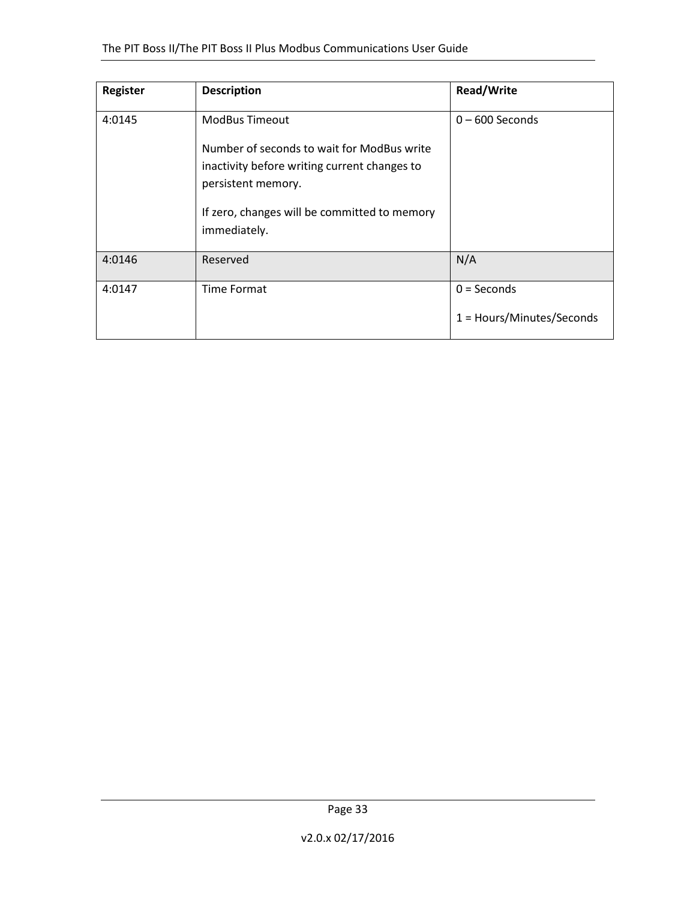| Register | Description | Read/Write |
| --- | --- | --- |
| 4:0145 | ModBus Timeout<br><br>Number of seconds to wait for ModBus write inactivity before writing current changes to persistent memory.<br><br>If zero, changes will be committed to memory immediately. | 0 – 600 Seconds |
| 4:0146 | Reserved | N/A |
| 4:0147 | Time Format | 0 = Seconds<br><br>1 = Hours/Minutes/Seconds |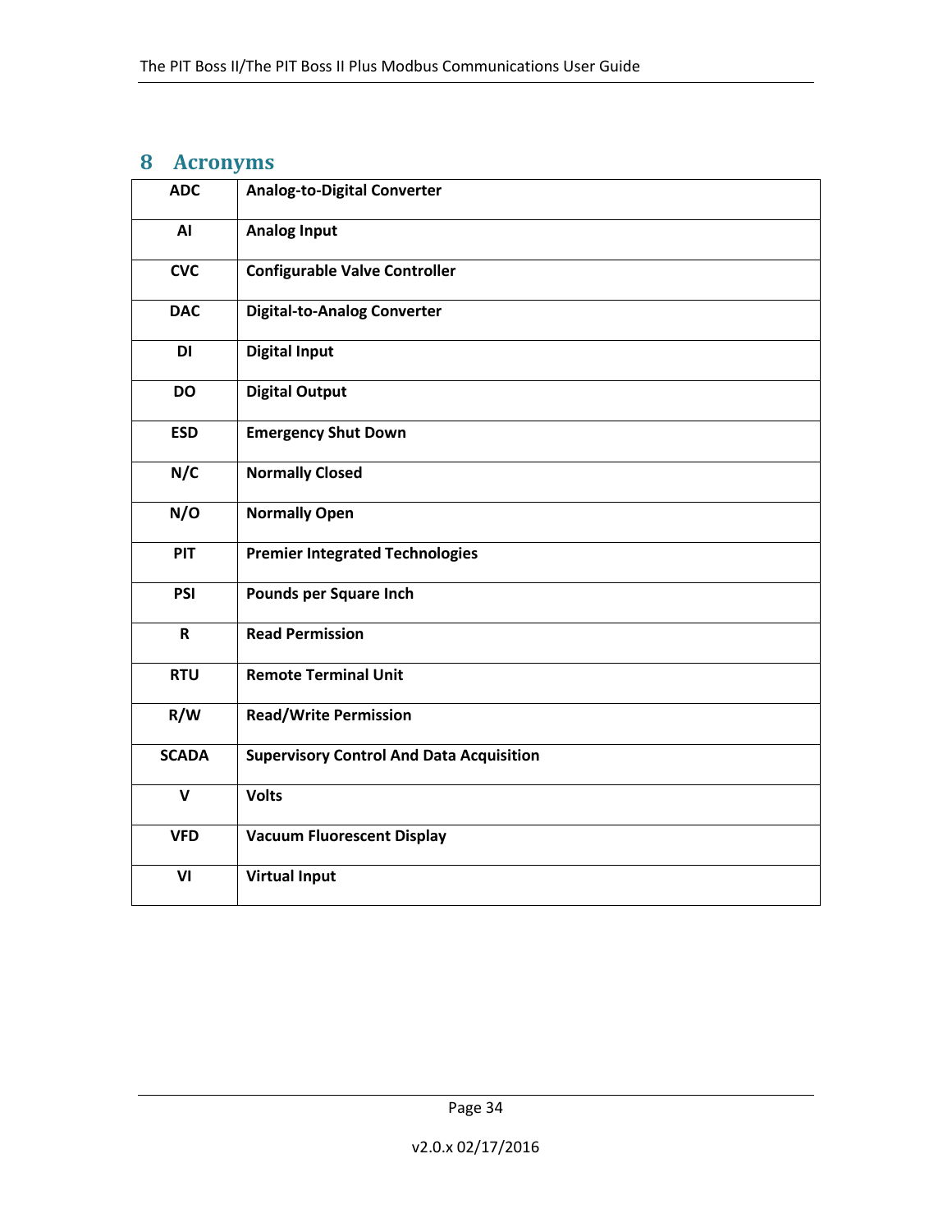# 8 Acronyms

| | |
|---|---|
| **ADC** | **Analog-to-Digital Converter** |
| **AI** | **Analog Input** |
| **CVC** | **Configurable Valve Controller** |
| **DAC** | **Digital-to-Analog Converter** |
| **DI** | **Digital Input** |
| **DO** | **Digital Output** |
| **ESD** | **Emergency Shut Down** |
| **N/C** | **Normally Closed** |
| **N/O** | **Normally Open** |
| **PIT** | **Premier Integrated Technologies** |
| **PSI** | **Pounds per Square Inch** |
| **R** | **Read Permission** |
| **RTU** | **Remote Terminal Unit** |
| **R/W** | **Read/Write Permission** |
| **SCADA** | **Supervisory Control And Data Acquisition** |
| **V** | **Volts** |
| **VFD** | **Vacuum Fluorescent Display** |
| **VI** | **Virtual Input** |